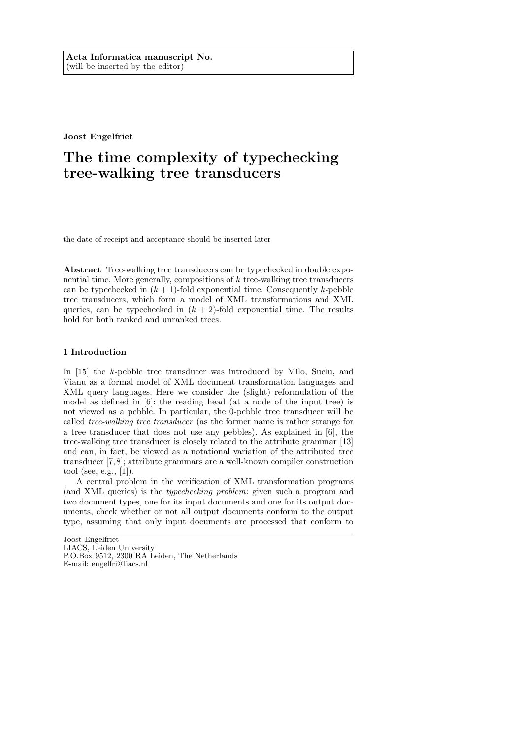**Acta Informatica manuscript No.**
(will be inserted by the editor)

**Joost Engelfriet**

# The time complexity of typechecking tree-walking tree transducers

the date of receipt and acceptance should be inserted later

**Abstract** Tree-walking tree transducers can be typechecked in double exponential time. More generally, compositions of $k$ tree-walking tree transducers can be typechecked in $(k+1)$-fold exponential time. Consequently $k$-pebble tree transducers, which form a model of XML transformations and XML queries, can be typechecked in $(k+2)$-fold exponential time. The results hold for both ranked and unranked trees.

## 1 Introduction

In [15] the $k$-pebble tree transducer was introduced by Milo, Suciu, and Vianu as a formal model of XML document transformation languages and XML query languages. Here we consider the (slight) reformulation of the model as defined in [6]: the reading head (at a node of the input tree) is not viewed as a pebble. In particular, the 0-pebble tree transducer will be called *tree-walking tree transducer* (as the former name is rather strange for a tree transducer that does not use any pebbles). As explained in [6], the tree-walking tree transducer is closely related to the attribute grammar [13] and can, in fact, be viewed as a notational variation of the attributed tree transducer [7,8]; attribute grammars are a well-known compiler construction tool (see, e.g., [1]).

A central problem in the verification of XML transformation programs (and XML queries) is the *typechecking problem*: given such a program and two document types, one for its input documents and one for its output documents, check whether or not all output documents conform to the output type, assuming that only input documents are processed that conform to

---

Joost Engelfriet
LIACS, Leiden University
P.O.Box 9512, 2300 RA Leiden, The Netherlands
E-mail: engelfri@liacs.nl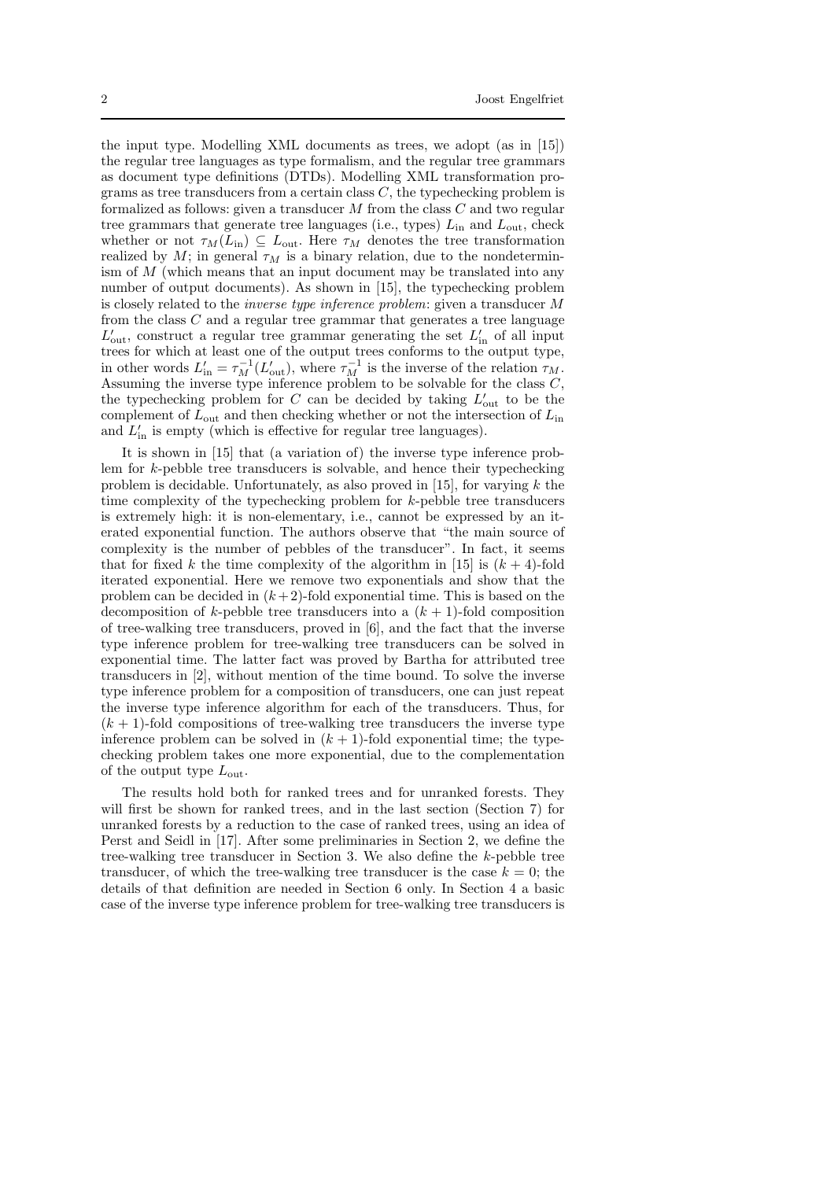the input type. Modelling XML documents as trees, we adopt (as in [15]) the regular tree languages as type formalism, and the regular tree grammars as document type definitions (DTDs). Modelling XML transformation programs as tree transducers from a certain class $C$, the typechecking problem is formalized as follows: given a transducer $M$ from the class $C$ and two regular tree grammars that generate tree languages (i.e., types) $L_{\rm in}$ and $L_{\rm out}$, check whether or not $\tau_M(L_{\rm in}) \subseteq L_{\rm out}$. Here $\tau_M$ denotes the tree transformation realized by $M$; in general $\tau_M$ is a binary relation, due to the nondeterminism of $M$ (which means that an input document may be translated into any number of output documents). As shown in [15], the typechecking problem is closely related to the *inverse type inference problem*: given a transducer $M$ from the class $C$ and a regular tree grammar that generates a tree language $L'_{\rm out}$, construct a regular tree grammar generating the set $L'_{\rm in}$ of all input trees for which at least one of the output trees conforms to the output type, in other words $L'_{\rm in} = \tau_M^{-1}(L'_{\rm out})$, where $\tau_M^{-1}$ is the inverse of the relation $\tau_M$. Assuming the inverse type inference problem to be solvable for the class $C$, the typechecking problem for $C$ can be decided by taking $L'_{\rm out}$ to be the complement of $L_{\rm out}$ and then checking whether or not the intersection of $L_{\rm in}$ and $L'_{\rm in}$ is empty (which is effective for regular tree languages).

It is shown in [15] that (a variation of) the inverse type inference problem for $k$-pebble tree transducers is solvable, and hence their typechecking problem is decidable. Unfortunately, as also proved in [15], for varying $k$ the time complexity of the typechecking problem for $k$-pebble tree transducers is extremely high: it is non-elementary, i.e., cannot be expressed by an iterated exponential function. The authors observe that "the main source of complexity is the number of pebbles of the transducer". In fact, it seems that for fixed $k$ the time complexity of the algorithm in [15] is $(k+4)$-fold iterated exponential. Here we remove two exponentials and show that the problem can be decided in $(k+2)$-fold exponential time. This is based on the decomposition of $k$-pebble tree transducers into a $(k+1)$-fold composition of tree-walking tree transducers, proved in [6], and the fact that the inverse type inference problem for tree-walking tree transducers can be solved in exponential time. The latter fact was proved by Bartha for attributed tree transducers in [2], without mention of the time bound. To solve the inverse type inference problem for a composition of transducers, one can just repeat the inverse type inference algorithm for each of the transducers. Thus, for $(k+1)$-fold compositions of tree-walking tree transducers the inverse type inference problem can be solved in $(k+1)$-fold exponential time; the typechecking problem takes one more exponential, due to the complementation of the output type $L_{\rm out}$.

The results hold both for ranked trees and for unranked forests. They will first be shown for ranked trees, and in the last section (Section 7) for unranked forests by a reduction to the case of ranked trees, using an idea of Perst and Seidl in [17]. After some preliminaries in Section 2, we define the tree-walking tree transducer in Section 3. We also define the $k$-pebble tree transducer, of which the tree-walking tree transducer is the case $k = 0$; the details of that definition are needed in Section 6 only. In Section 4 a basic case of the inverse type inference problem for tree-walking tree transducers is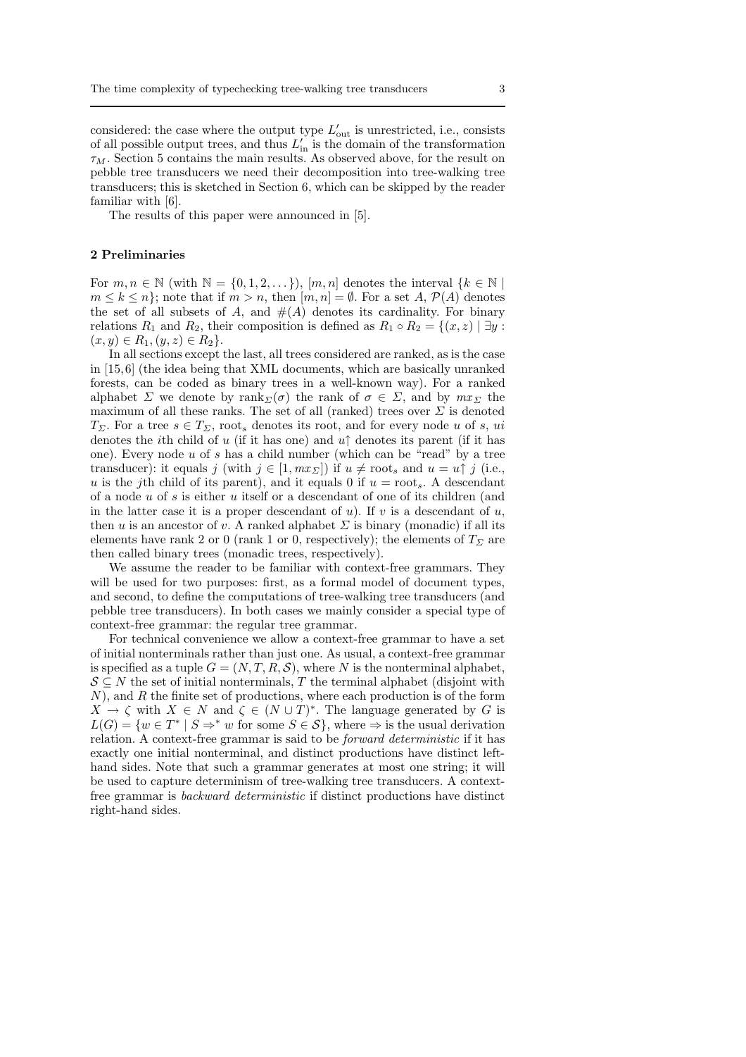considered: the case where the output type $L'_{\mathrm{out}}$ is unrestricted, i.e., consists of all possible output trees, and thus $L'_{\mathrm{in}}$ is the domain of the transformation $\tau_M$. Section 5 contains the main results. As observed above, for the result on pebble tree transducers we need their decomposition into tree-walking tree transducers; this is sketched in Section 6, which can be skipped by the reader familiar with [6].

The results of this paper were announced in [5].

## 2 Preliminaries

For $m, n \in \mathbb{N}$ (with $\mathbb{N} = \{0, 1, 2, \ldots\}$), $[m, n]$ denotes the interval $\{k \in \mathbb{N} \mid m \leq k \leq n\}$; note that if $m > n$, then $[m, n] = \emptyset$. For a set $A$, $\mathcal{P}(A)$ denotes the set of all subsets of $A$, and $\#(A)$ denotes its cardinality. For binary relations $R_1$ and $R_2$, their composition is defined as $R_1 \circ R_2 = \{(x, z) \mid \exists y : (x, y) \in R_1, (y, z) \in R_2\}$.

In all sections except the last, all trees considered are ranked, as is the case in [15,6] (the idea being that XML documents, which are basically unranked forests, can be coded as binary trees in a well-known way). For a ranked alphabet $\Sigma$ we denote by $\mathrm{rank}_\Sigma(\sigma)$ the rank of $\sigma \in \Sigma$, and by $mx_\Sigma$ the maximum of all these ranks. The set of all (ranked) trees over $\Sigma$ is denoted $T_\Sigma$. For a tree $s \in T_\Sigma$, $\mathrm{root}_s$ denotes its root, and for every node $u$ of $s$, $ui$ denotes the $i$th child of $u$ (if it has one) and $u{\uparrow}$ denotes its parent (if it has one). Every node $u$ of $s$ has a child number (which can be "read" by a tree transducer): it equals $j$ (with $j \in [1, mx_\Sigma]$) if $u \neq \mathrm{root}_s$ and $u = u{\uparrow}\, j$ (i.e., $u$ is the $j$th child of its parent), and it equals 0 if $u = \mathrm{root}_s$. A descendant of a node $u$ of $s$ is either $u$ itself or a descendant of one of its children (and in the latter case it is a proper descendant of $u$). If $v$ is a descendant of $u$, then $u$ is an ancestor of $v$. A ranked alphabet $\Sigma$ is binary (monadic) if all its elements have rank 2 or 0 (rank 1 or 0, respectively); the elements of $T_\Sigma$ are then called binary trees (monadic trees, respectively).

We assume the reader to be familiar with context-free grammars. They will be used for two purposes: first, as a formal model of document types, and second, to define the computations of tree-walking tree transducers (and pebble tree transducers). In both cases we mainly consider a special type of context-free grammar: the regular tree grammar.

For technical convenience we allow a context-free grammar to have a set of initial nonterminals rather than just one. As usual, a context-free grammar is specified as a tuple $G = (N, T, R, \mathcal{S})$, where $N$ is the nonterminal alphabet, $\mathcal{S} \subseteq N$ the set of initial nonterminals, $T$ the terminal alphabet (disjoint with $N$), and $R$ the finite set of productions, where each production is of the form $X \to \zeta$ with $X \in N$ and $\zeta \in (N \cup T)^*$. The language generated by $G$ is $L(G) = \{w \in T^* \mid S \Rightarrow^* w \text{ for some } S \in \mathcal{S}\}$, where $\Rightarrow$ is the usual derivation relation. A context-free grammar is said to be *forward deterministic* if it has exactly one initial nonterminal, and distinct productions have distinct left-hand sides. Note that such a grammar generates at most one string; it will be used to capture determinism of tree-walking tree transducers. A context-free grammar is *backward deterministic* if distinct productions have distinct right-hand sides.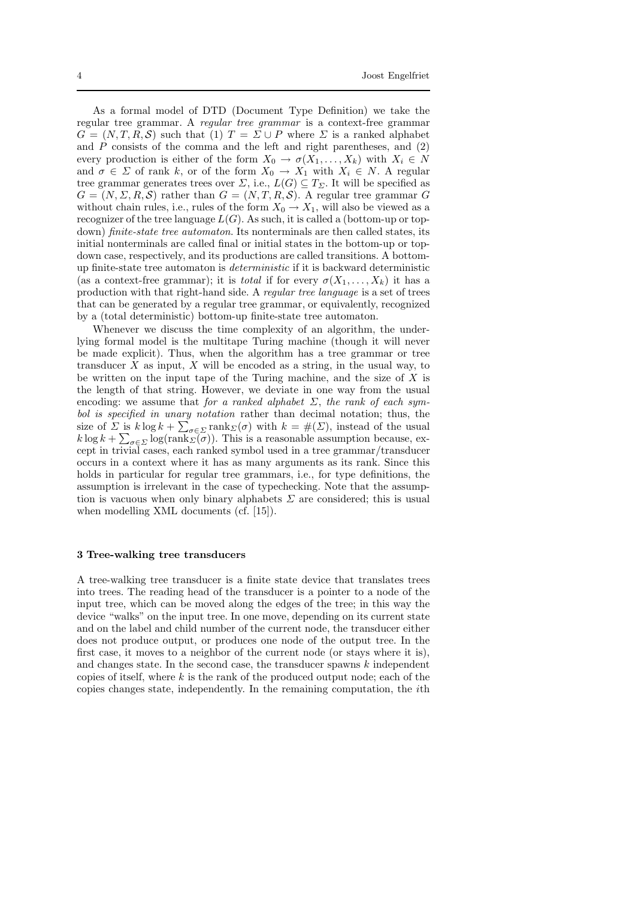As a formal model of DTD (Document Type Definition) we take the regular tree grammar. A *regular tree grammar* is a context-free grammar $G = (N, T, R, \mathcal{S})$ such that (1) $T = \Sigma \cup P$ where $\Sigma$ is a ranked alphabet and $P$ consists of the comma and the left and right parentheses, and (2) every production is either of the form $X_0 \to \sigma(X_1, \ldots, X_k)$ with $X_i \in N$ and $\sigma \in \Sigma$ of rank $k$, or of the form $X_0 \to X_1$ with $X_i \in N$. A regular tree grammar generates trees over $\Sigma$, i.e., $L(G) \subseteq T_\Sigma$. It will be specified as $G = (N, \Sigma, R, \mathcal{S})$ rather than $G = (N, T, R, \mathcal{S})$. A regular tree grammar $G$ without chain rules, i.e., rules of the form $X_0 \to X_1$, will also be viewed as a recognizer of the tree language $L(G)$. As such, it is called a (bottom-up or top-down) *finite-state tree automaton*. Its nonterminals are then called states, its initial nonterminals are called final or initial states in the bottom-up or top-down case, respectively, and its productions are called transitions. A bottom-up finite-state tree automaton is *deterministic* if it is backward deterministic (as a context-free grammar); it is *total* if for every $\sigma(X_1, \ldots, X_k)$ it has a production with that right-hand side. A *regular tree language* is a set of trees that can be generated by a regular tree grammar, or equivalently, recognized by a (total deterministic) bottom-up finite-state tree automaton.

Whenever we discuss the time complexity of an algorithm, the underlying formal model is the multitape Turing machine (though it will never be made explicit). Thus, when the algorithm has a tree grammar or tree transducer $X$ as input, $X$ will be encoded as a string, in the usual way, to be written on the input tape of the Turing machine, and the size of $X$ is the length of that string. However, we deviate in one way from the usual encoding: we assume that *for a ranked alphabet $\Sigma$, the rank of each symbol is specified in unary notation* rather than decimal notation; thus, the size of $\Sigma$ is $k \log k + \sum_{\sigma \in \Sigma} \mathrm{rank}_\Sigma(\sigma)$ with $k = \#(\Sigma)$, instead of the usual $k \log k + \sum_{\sigma \in \Sigma} \log(\mathrm{rank}_\Sigma(\sigma))$. This is a reasonable assumption because, except in trivial cases, each ranked symbol used in a tree grammar/transducer occurs in a context where it has as many arguments as its rank. Since this holds in particular for regular tree grammars, i.e., for type definitions, the assumption is irrelevant in the case of typechecking. Note that the assumption is vacuous when only binary alphabets $\Sigma$ are considered; this is usual when modelling XML documents (cf. [15]).

## 3 Tree-walking tree transducers

A tree-walking tree transducer is a finite state device that translates trees into trees. The reading head of the transducer is a pointer to a node of the input tree, which can be moved along the edges of the tree; in this way the device "walks" on the input tree. In one move, depending on its current state and on the label and child number of the current node, the transducer either does not produce output, or produces one node of the output tree. In the first case, it moves to a neighbor of the current node (or stays where it is), and changes state. In the second case, the transducer spawns $k$ independent copies of itself, where $k$ is the rank of the produced output node; each of the copies changes state, independently. In the remaining computation, the $i$th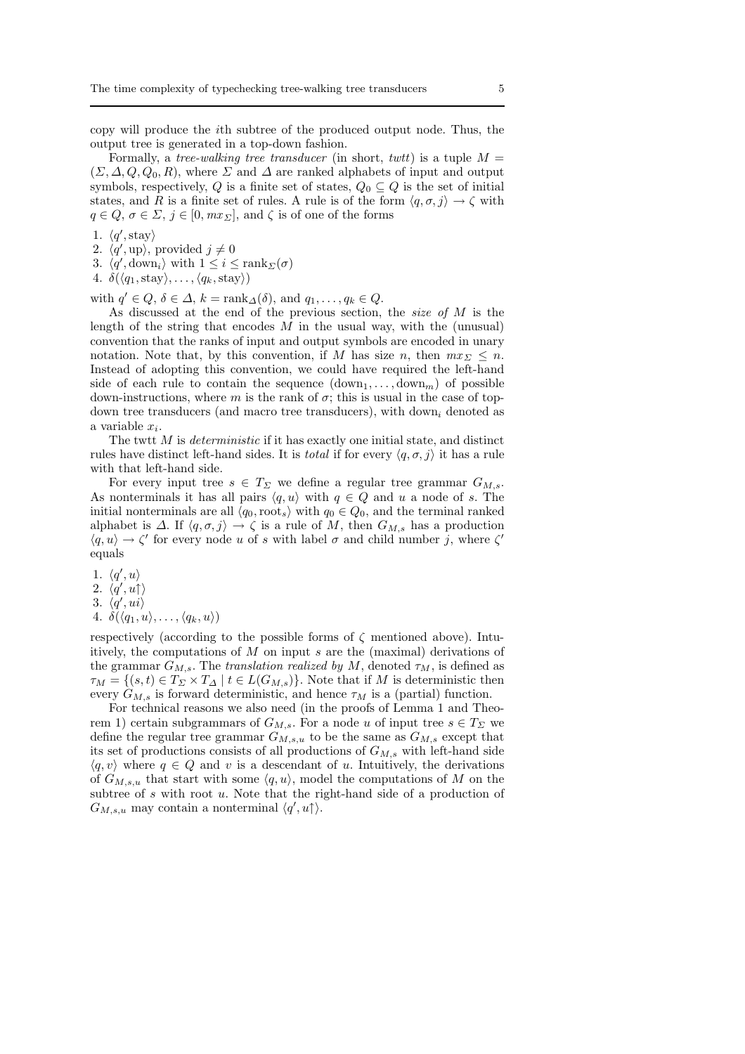copy will produce the $i$th subtree of the produced output node. Thus, the output tree is generated in a top-down fashion.

Formally, a *tree-walking tree transducer* (in short, *twtt*) is a tuple $M = (\Sigma, \Delta, Q, Q_0, R)$, where $\Sigma$ and $\Delta$ are ranked alphabets of input and output symbols, respectively, $Q$ is a finite set of states, $Q_0 \subseteq Q$ is the set of initial states, and $R$ is a finite set of rules. A rule is of the form $\langle q, \sigma, j\rangle \to \zeta$ with $q \in Q$, $\sigma \in \Sigma$, $j \in [0, mx_\Sigma]$, and $\zeta$ is of one of the forms

1. $\langle q', \text{stay}\rangle$
2. $\langle q', \text{up}\rangle$, provided $j \neq 0$
3. $\langle q', \text{down}_i\rangle$ with $1 \leq i \leq \text{rank}_\Sigma(\sigma)$
4. $\delta(\langle q_1, \text{stay}\rangle, \dots, \langle q_k, \text{stay}\rangle)$

with $q' \in Q$, $\delta \in \Delta$, $k = \text{rank}_\Delta(\delta)$, and $q_1, \dots, q_k \in Q$.

As discussed at the end of the previous section, the *size of* $M$ is the length of the string that encodes $M$ in the usual way, with the (unusual) convention that the ranks of input and output symbols are encoded in unary notation. Note that, by this convention, if $M$ has size $n$, then $mx_\Sigma \leq n$. Instead of adopting this convention, we could have required the left-hand side of each rule to contain the sequence $(\text{down}_1, \dots, \text{down}_m)$ of possible down-instructions, where $m$ is the rank of $\sigma$; this is usual in the case of top-down tree transducers (and macro tree transducers), with $\text{down}_i$ denoted as a variable $x_i$.

The twtt $M$ is *deterministic* if it has exactly one initial state, and distinct rules have distinct left-hand sides. It is *total* if for every $\langle q, \sigma, j\rangle$ it has a rule with that left-hand side.

For every input tree $s \in T_\Sigma$ we define a regular tree grammar $G_{M,s}$. As nonterminals it has all pairs $\langle q, u\rangle$ with $q \in Q$ and $u$ a node of $s$. The initial nonterminals are all $\langle q_0, \text{root}_s\rangle$ with $q_0 \in Q_0$, and the terminal ranked alphabet is $\Delta$. If $\langle q, \sigma, j\rangle \to \zeta$ is a rule of $M$, then $G_{M,s}$ has a production $\langle q, u\rangle \to \zeta'$ for every node $u$ of $s$ with label $\sigma$ and child number $j$, where $\zeta'$ equals

1. $\langle q', u\rangle$
2. $\langle q', u{\uparrow}\rangle$
3. $\langle q', ui\rangle$
4. $\delta(\langle q_1, u\rangle, \dots, \langle q_k, u\rangle)$

respectively (according to the possible forms of $\zeta$ mentioned above). Intuitively, the computations of $M$ on input $s$ are the (maximal) derivations of the grammar $G_{M,s}$. The *translation realized by* $M$, denoted $\tau_M$, is defined as $\tau_M = \{(s,t) \in T_\Sigma \times T_\Delta \mid t \in L(G_{M,s})\}$. Note that if $M$ is deterministic then every $G_{M,s}$ is forward deterministic, and hence $\tau_M$ is a (partial) function.

For technical reasons we also need (in the proofs of Lemma 1 and Theorem 1) certain subgrammars of $G_{M,s}$. For a node $u$ of input tree $s \in T_\Sigma$ we define the regular tree grammar $G_{M,s,u}$ to be the same as $G_{M,s}$ except that its set of productions consists of all productions of $G_{M,s}$ with left-hand side $\langle q, v\rangle$ where $q \in Q$ and $v$ is a descendant of $u$. Intuitively, the derivations of $G_{M,s,u}$ that start with some $\langle q, u\rangle$, model the computations of $M$ on the subtree of $s$ with root $u$. Note that the right-hand side of a production of $G_{M,s,u}$ may contain a nonterminal $\langle q', u{\uparrow}\rangle$.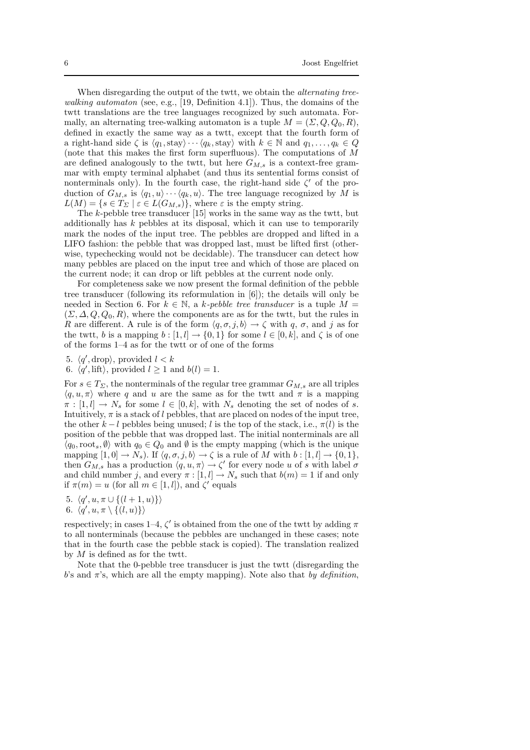When disregarding the output of the twtt, we obtain the *alternating tree-walking automaton* (see, e.g., [19, Definition 4.1]). Thus, the domains of the twtt translations are the tree languages recognized by such automata. Formally, an alternating tree-walking automaton is a tuple $M = (\Sigma, Q, Q_0, R)$, defined in exactly the same way as a twtt, except that the fourth form of a right-hand side $\zeta$ is $\langle q_1, \text{stay}\rangle \cdots \langle q_k, \text{stay}\rangle$ with $k \in \mathbb{N}$ and $q_1, \ldots, q_k \in Q$ (note that this makes the first form superfluous). The computations of $M$ are defined analogously to the twtt, but here $G_{M,s}$ is a context-free grammar with empty terminal alphabet (and thus its sentential forms consist of nonterminals only). In the fourth case, the right-hand side $\zeta'$ of the production of $G_{M,s}$ is $\langle q_1, u\rangle \cdots \langle q_k, u\rangle$. The tree language recognized by $M$ is $L(M) = \{s \in T_\Sigma \mid \varepsilon \in L(G_{M,s})\}$, where $\varepsilon$ is the empty string.

The $k$-pebble tree transducer [15] works in the same way as the twtt, but additionally has $k$ pebbles at its disposal, which it can use to temporarily mark the nodes of the input tree. The pebbles are dropped and lifted in a LIFO fashion: the pebble that was dropped last, must be lifted first (otherwise, typechecking would not be decidable). The transducer can detect how many pebbles are placed on the input tree and which of those are placed on the current node; it can drop or lift pebbles at the current node only.

For completeness sake we now present the formal definition of the pebble tree transducer (following its reformulation in [6]); the details will only be needed in Section 6. For $k \in \mathbb{N}$, a *$k$-pebble tree transducer* is a tuple $M = (\Sigma, \Delta, Q, Q_0, R)$, where the components are as for the twtt, but the rules in $R$ are different. A rule is of the form $\langle q, \sigma, j, b\rangle \to \zeta$ with $q$, $\sigma$, and $j$ as for the twtt, $b$ is a mapping $b : [1, l] \to \{0, 1\}$ for some $l \in [0, k]$, and $\zeta$ is of one of the forms 1–4 as for the twtt or of one of the forms

5. $\langle q', \text{drop}\rangle$, provided $l < k$
6. $\langle q', \text{lift}\rangle$, provided $l \geq 1$ and $b(l) = 1$.

For $s \in T_\Sigma$, the nonterminals of the regular tree grammar $G_{M,s}$ are all triples $\langle q, u, \pi\rangle$ where $q$ and $u$ are the same as for the twtt and $\pi$ is a mapping $\pi : [1, l] \to N_s$ for some $l \in [0, k]$, with $N_s$ denoting the set of nodes of $s$. Intuitively, $\pi$ is a stack of $l$ pebbles, that are placed on nodes of the input tree, the other $k - l$ pebbles being unused; $l$ is the top of the stack, i.e., $\pi(l)$ is the position of the pebble that was dropped last. The initial nonterminals are all $\langle q_0, \text{root}_s, \emptyset\rangle$ with $q_0 \in Q_0$ and $\emptyset$ is the empty mapping (which is the unique mapping $[1, 0] \to N_s$). If $\langle q, \sigma, j, b\rangle \to \zeta$ is a rule of $M$ with $b : [1, l] \to \{0, 1\}$, then $G_{M,s}$ has a production $\langle q, u, \pi\rangle \to \zeta'$ for every node $u$ of $s$ with label $\sigma$ and child number $j$, and every $\pi : [1, l] \to N_s$ such that $b(m) = 1$ if and only if $\pi(m) = u$ (for all $m \in [1, l]$), and $\zeta'$ equals

5. $\langle q', u, \pi \cup \{(l + 1, u)\}\rangle$
6. $\langle q', u, \pi \setminus \{(l, u)\}\rangle$

respectively; in cases 1–4, $\zeta'$ is obtained from the one of the twtt by adding $\pi$ to all nonterminals (because the pebbles are unchanged in these cases; note that in the fourth case the pebble stack is copied). The translation realized by $M$ is defined as for the twtt.

Note that the 0-pebble tree transducer is just the twtt (disregarding the $b$'s and $\pi$'s, which are all the empty mapping). Note also that *by definition*,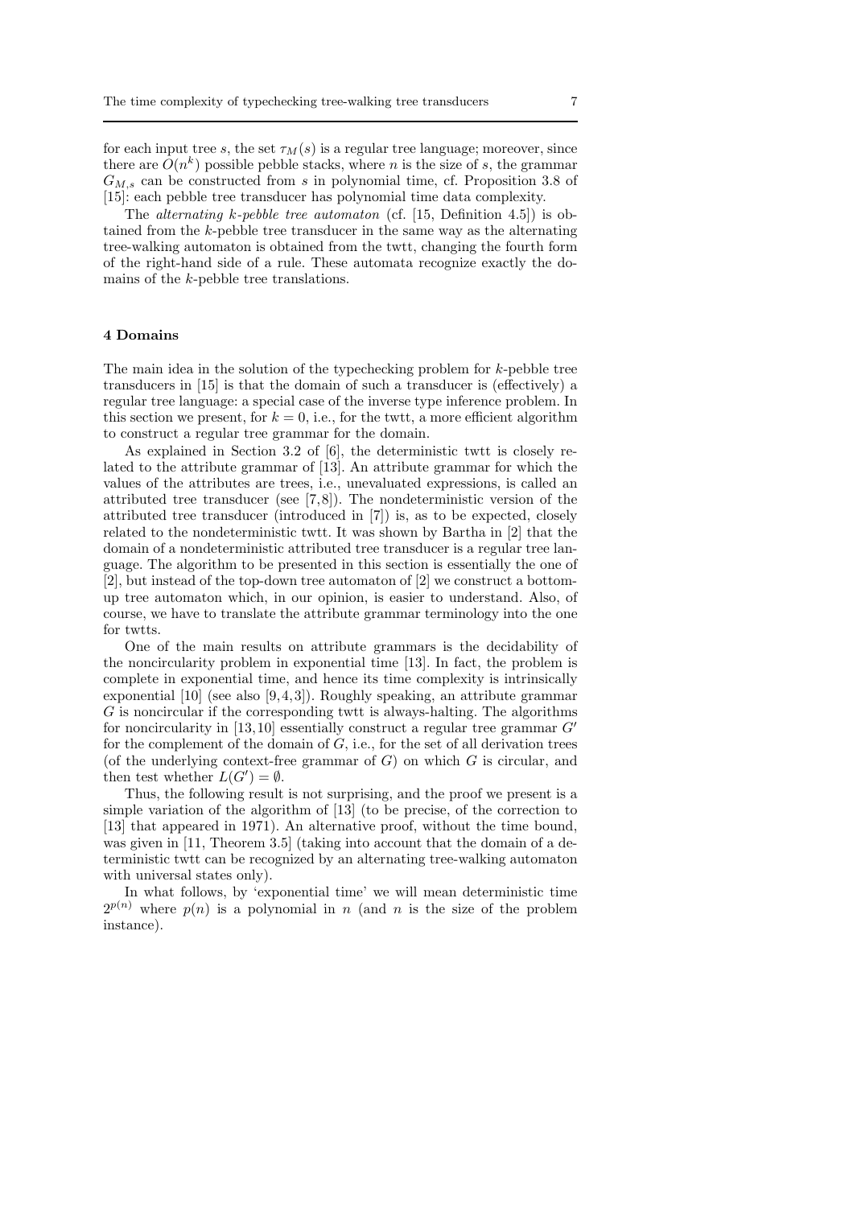for each input tree $s$, the set $\tau_M(s)$ is a regular tree language; moreover, since there are $O(n^k)$ possible pebble stacks, where $n$ is the size of $s$, the grammar $G_{M,s}$ can be constructed from $s$ in polynomial time, cf. Proposition 3.8 of [15]: each pebble tree transducer has polynomial time data complexity.

The *alternating k-pebble tree automaton* (cf. [15, Definition 4.5]) is obtained from the $k$-pebble tree transducer in the same way as the alternating tree-walking automaton is obtained from the twtt, changing the fourth form of the right-hand side of a rule. These automata recognize exactly the domains of the $k$-pebble tree translations.

## 4 Domains

The main idea in the solution of the typechecking problem for $k$-pebble tree transducers in [15] is that the domain of such a transducer is (effectively) a regular tree language: a special case of the inverse type inference problem. In this section we present, for $k = 0$, i.e., for the twtt, a more efficient algorithm to construct a regular tree grammar for the domain.

As explained in Section 3.2 of [6], the deterministic twtt is closely related to the attribute grammar of [13]. An attribute grammar for which the values of the attributes are trees, i.e., unevaluated expressions, is called an attributed tree transducer (see [7,8]). The nondeterministic version of the attributed tree transducer (introduced in [7]) is, as to be expected, closely related to the nondeterministic twtt. It was shown by Bartha in [2] that the domain of a nondeterministic attributed tree transducer is a regular tree language. The algorithm to be presented in this section is essentially the one of [2], but instead of the top-down tree automaton of [2] we construct a bottom-up tree automaton which, in our opinion, is easier to understand. Also, of course, we have to translate the attribute grammar terminology into the one for twtts.

One of the main results on attribute grammars is the decidability of the noncircularity problem in exponential time [13]. In fact, the problem is complete in exponential time, and hence its time complexity is intrinsically exponential [10] (see also [9,4,3]). Roughly speaking, an attribute grammar $G$ is noncircular if the corresponding twtt is always-halting. The algorithms for noncircularity in [13,10] essentially construct a regular tree grammar $G'$ for the complement of the domain of $G$, i.e., for the set of all derivation trees (of the underlying context-free grammar of $G$) on which $G$ is circular, and then test whether $L(G') = \emptyset$.

Thus, the following result is not surprising, and the proof we present is a simple variation of the algorithm of [13] (to be precise, of the correction to [13] that appeared in 1971). An alternative proof, without the time bound, was given in [11, Theorem 3.5] (taking into account that the domain of a deterministic twtt can be recognized by an alternating tree-walking automaton with universal states only).

In what follows, by 'exponential time' we will mean deterministic time $2^{p(n)}$ where $p(n)$ is a polynomial in $n$ (and $n$ is the size of the problem instance).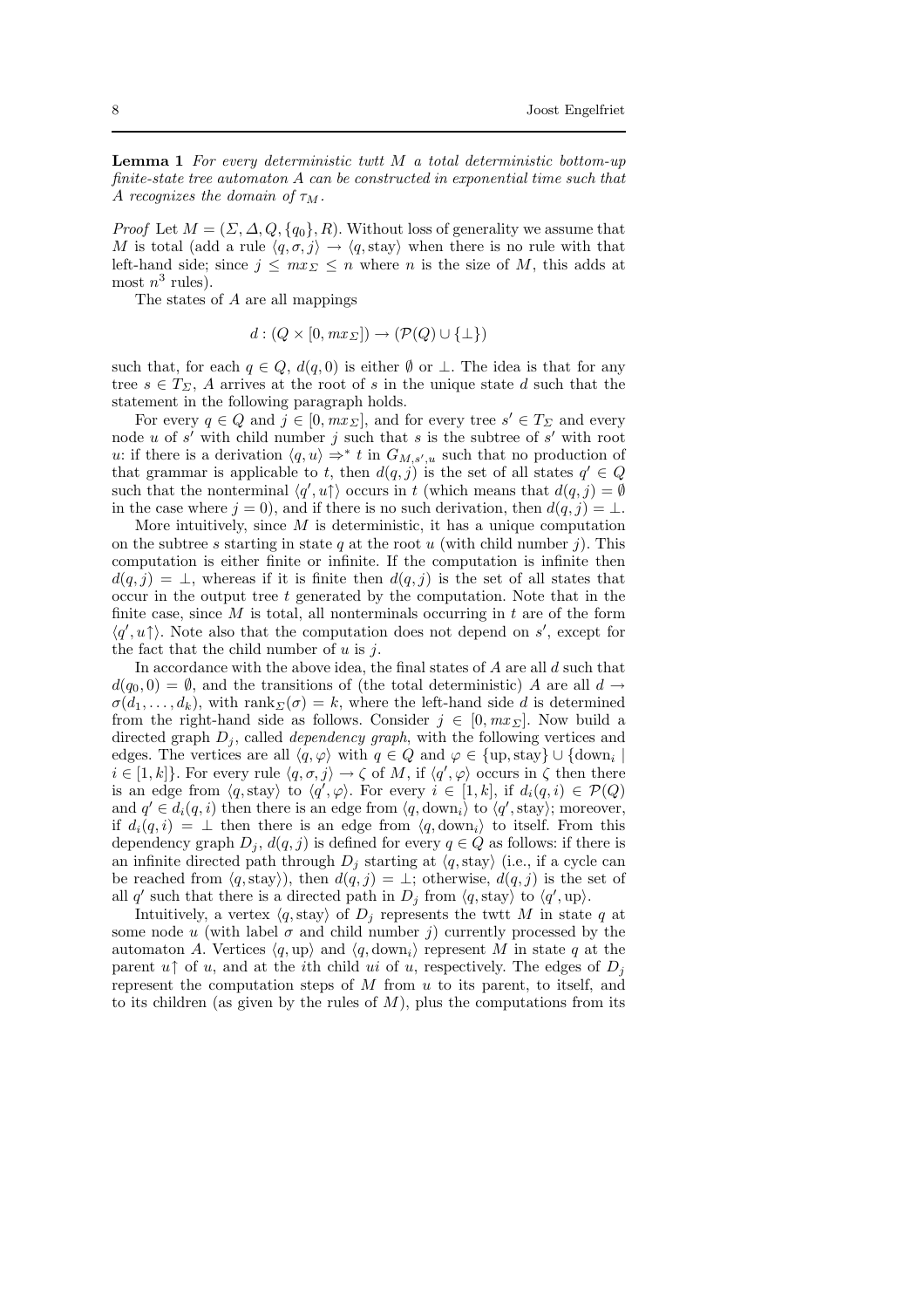**Lemma 1** *For every deterministic twtt $M$ a total deterministic bottom-up finite-state tree automaton $A$ can be constructed in exponential time such that $A$ recognizes the domain of $\tau_M$.*

*Proof* Let $M = (\Sigma, \Delta, Q, \{q_0\}, R)$. Without loss of generality we assume that $M$ is total (add a rule $\langle q, \sigma, j\rangle \to \langle q, \text{stay}\rangle$ when there is no rule with that left-hand side; since $j \leq mx_\Sigma \leq n$ where $n$ is the size of $M$, this adds at most $n^3$ rules).

The states of $A$ are all mappings

$$d : (Q \times [0, mx_\Sigma]) \to (\mathcal{P}(Q) \cup \{\bot\})$$

such that, for each $q \in Q$, $d(q, 0)$ is either $\emptyset$ or $\bot$. The idea is that for any tree $s \in T_\Sigma$, $A$ arrives at the root of $s$ in the unique state $d$ such that the statement in the following paragraph holds.

For every $q \in Q$ and $j \in [0, mx_\Sigma]$, and for every tree $s' \in T_\Sigma$ and every node $u$ of $s'$ with child number $j$ such that $s$ is the subtree of $s'$ with root $u$: if there is a derivation $\langle q, u\rangle \Rightarrow^* t$ in $G_{M,s',u}$ such that no production of that grammar is applicable to $t$, then $d(q, j)$ is the set of all states $q' \in Q$ such that the nonterminal $\langle q', u\!\uparrow\rangle$ occurs in $t$ (which means that $d(q, j) = \emptyset$ in the case where $j = 0$), and if there is no such derivation, then $d(q, j) = \bot$.

More intuitively, since $M$ is deterministic, it has a unique computation on the subtree $s$ starting in state $q$ at the root $u$ (with child number $j$). This computation is either finite or infinite. If the computation is infinite then $d(q, j) = \bot$, whereas if it is finite then $d(q, j)$ is the set of all states that occur in the output tree $t$ generated by the computation. Note that in the finite case, since $M$ is total, all nonterminals occurring in $t$ are of the form $\langle q', u\!\uparrow\rangle$. Note also that the computation does not depend on $s'$, except for the fact that the child number of $u$ is $j$.

In accordance with the above idea, the final states of $A$ are all $d$ such that $d(q_0, 0) = \emptyset$, and the transitions of (the total deterministic) $A$ are all $d \to \sigma(d_1, \ldots, d_k)$, with $\text{rank}_\Sigma(\sigma) = k$, where the left-hand side $d$ is determined from the right-hand side as follows. Consider $j \in [0, mx_\Sigma]$. Now build a directed graph $D_j$, called *dependency graph*, with the following vertices and edges. The vertices are all $\langle q, \varphi\rangle$ with $q \in Q$ and $\varphi \in \{\text{up}, \text{stay}\} \cup \{\text{down}_i \mid i \in [1, k]\}$. For every rule $\langle q, \sigma, j\rangle \to \zeta$ of $M$, if $\langle q', \varphi\rangle$ occurs in $\zeta$ then there is an edge from $\langle q, \text{stay}\rangle$ to $\langle q', \varphi\rangle$. For every $i \in [1, k]$, if $d_i(q, i) \in \mathcal{P}(Q)$ and $q' \in d_i(q, i)$ then there is an edge from $\langle q, \text{down}_i\rangle$ to $\langle q', \text{stay}\rangle$; moreover, if $d_i(q, i) = \bot$ then there is an edge from $\langle q, \text{down}_i\rangle$ to itself. From this dependency graph $D_j$, $d(q, j)$ is defined for every $q \in Q$ as follows: if there is an infinite directed path through $D_j$ starting at $\langle q, \text{stay}\rangle$ (i.e., if a cycle can be reached from $\langle q, \text{stay}\rangle$), then $d(q, j) = \bot$; otherwise, $d(q, j)$ is the set of all $q'$ such that there is a directed path in $D_j$ from $\langle q, \text{stay}\rangle$ to $\langle q', \text{up}\rangle$.

Intuitively, a vertex $\langle q, \text{stay}\rangle$ of $D_j$ represents the twtt $M$ in state $q$ at some node $u$ (with label $\sigma$ and child number $j$) currently processed by the automaton $A$. Vertices $\langle q, \text{up}\rangle$ and $\langle q, \text{down}_i\rangle$ represent $M$ in state $q$ at the parent $u\!\uparrow$ of $u$, and at the $i$th child $ui$ of $u$, respectively. The edges of $D_j$ represent the computation steps of $M$ from $u$ to its parent, to itself, and to its children (as given by the rules of $M$), plus the computations from its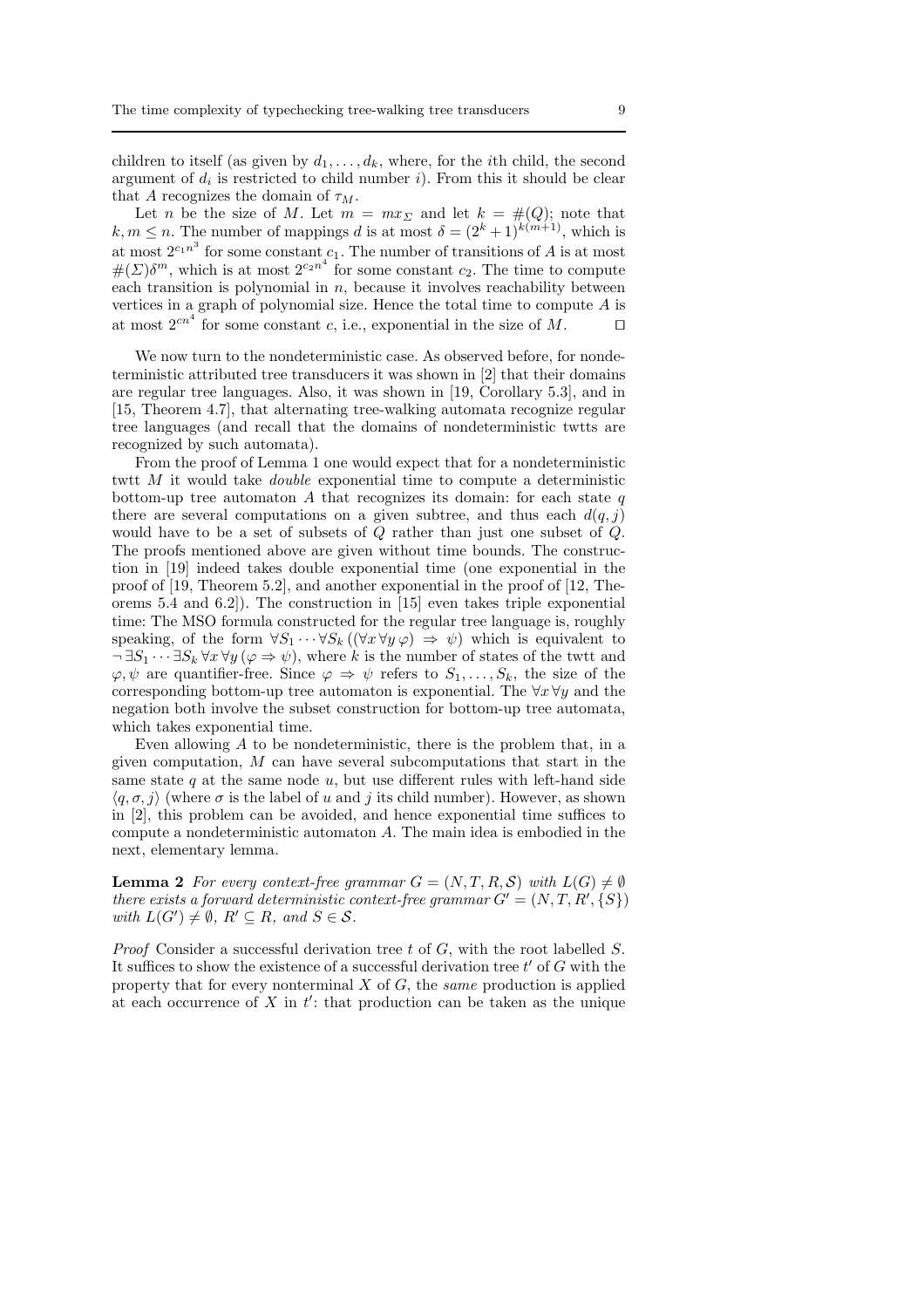children to itself (as given by $d_1, \ldots, d_k$, where, for the $i$th child, the second argument of $d_i$ is restricted to child number $i$). From this it should be clear that $A$ recognizes the domain of $\tau_M$.

Let $n$ be the size of $M$. Let $m = mx_\Sigma$ and let $k = \#(Q)$; note that $k, m \leq n$. The number of mappings $d$ is at most $\delta = (2^k + 1)^{k(m+1)}$, which is at most $2^{c_1 n^3}$ for some constant $c_1$. The number of transitions of $A$ is at most $\#(\Sigma)\delta^m$, which is at most $2^{c_2 n^4}$ for some constant $c_2$. The time to compute each transition is polynomial in $n$, because it involves reachability between vertices in a graph of polynomial size. Hence the total time to compute $A$ is at most $2^{cn^4}$ for some constant $c$, i.e., exponential in the size of $M$. ⊓⊔

We now turn to the nondeterministic case. As observed before, for nondeterministic attributed tree transducers it was shown in [2] that their domains are regular tree languages. Also, it was shown in [19, Corollary 5.3], and in [15, Theorem 4.7], that alternating tree-walking automata recognize regular tree languages (and recall that the domains of nondeterministic twtts are recognized by such automata).

From the proof of Lemma 1 one would expect that for a nondeterministic twtt $M$ it would take *double* exponential time to compute a deterministic bottom-up tree automaton $A$ that recognizes its domain: for each state $q$ there are several computations on a given subtree, and thus each $d(q, j)$ would have to be a set of subsets of $Q$ rather than just one subset of $Q$. The proofs mentioned above are given without time bounds. The construction in [19] indeed takes double exponential time (one exponential in the proof of [19, Theorem 5.2], and another exponential in the proof of [12, Theorems 5.4 and 6.2]). The construction in [15] even takes triple exponential time: The MSO formula constructed for the regular tree language is, roughly speaking, of the form $\forall S_1 \cdots \forall S_k \, ((\forall x \, \forall y \, \varphi) \Rightarrow \psi)$ which is equivalent to $\neg \exists S_1 \cdots \exists S_k \, \forall x \, \forall y \, (\varphi \Rightarrow \psi)$, where $k$ is the number of states of the twtt and $\varphi, \psi$ are quantifier-free. Since $\varphi \Rightarrow \psi$ refers to $S_1, \ldots, S_k$, the size of the corresponding bottom-up tree automaton is exponential. The $\forall x \, \forall y$ and the negation both involve the subset construction for bottom-up tree automata, which takes exponential time.

Even allowing $A$ to be nondeterministic, there is the problem that, in a given computation, $M$ can have several subcomputations that start in the same state $q$ at the same node $u$, but use different rules with left-hand side $\langle q, \sigma, j \rangle$ (where $\sigma$ is the label of $u$ and $j$ its child number). However, as shown in [2], this problem can be avoided, and hence exponential time suffices to compute a nondeterministic automaton $A$. The main idea is embodied in the next, elementary lemma.

**Lemma 2** *For every context-free grammar $G = (N, T, R, \mathcal{S})$ with $L(G) \neq \emptyset$ there exists a forward deterministic context-free grammar $G' = (N, T, R', \{S\})$ with $L(G') \neq \emptyset$, $R' \subseteq R$, and $S \in \mathcal{S}$.*

*Proof* Consider a successful derivation tree $t$ of $G$, with the root labelled $S$. It suffices to show the existence of a successful derivation tree $t'$ of $G$ with the property that for every nonterminal $X$ of $G$, the *same* production is applied at each occurrence of $X$ in $t'$: that production can be taken as the unique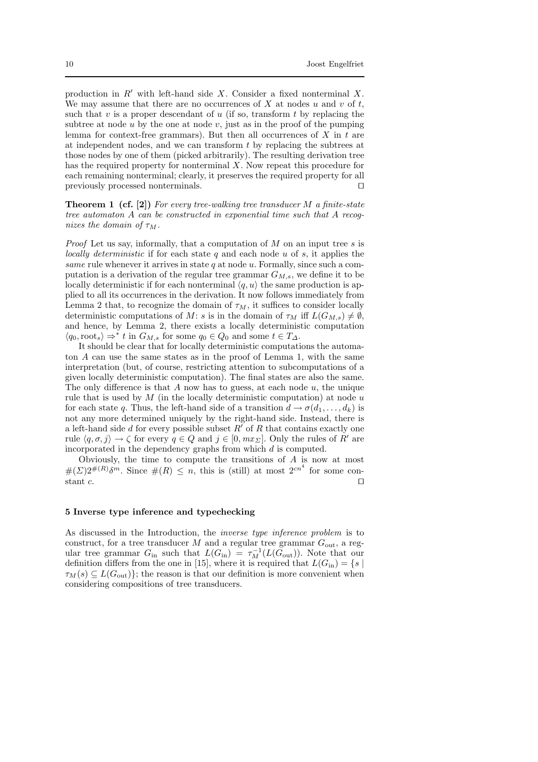production in $R'$ with left-hand side $X$. Consider a fixed nonterminal $X$. We may assume that there are no occurrences of $X$ at nodes $u$ and $v$ of $t$, such that $v$ is a proper descendant of $u$ (if so, transform $t$ by replacing the subtree at node $u$ by the one at node $v$, just as in the proof of the pumping lemma for context-free grammars). But then all occurrences of $X$ in $t$ are at independent nodes, and we can transform $t$ by replacing the subtrees at those nodes by one of them (picked arbitrarily). The resulting derivation tree has the required property for nonterminal $X$. Now repeat this procedure for each remaining nonterminal; clearly, it preserves the required property for all previously processed nonterminals. ⊓⊔

**Theorem 1 (cf. [2])** *For every tree-walking tree transducer $M$ a finite-state tree automaton $A$ can be constructed in exponential time such that $A$ recognizes the domain of $\tau_M$.*

*Proof* Let us say, informally, that a computation of $M$ on an input tree $s$ is *locally deterministic* if for each state $q$ and each node $u$ of $s$, it applies the *same* rule whenever it arrives in state $q$ at node $u$. Formally, since such a computation is a derivation of the regular tree grammar $G_{M,s}$, we define it to be locally deterministic if for each nonterminal $\langle q, u\rangle$ the same production is applied to all its occurrences in the derivation. It now follows immediately from Lemma 2 that, to recognize the domain of $\tau_M$, it suffices to consider locally deterministic computations of $M$: $s$ is in the domain of $\tau_M$ iff $L(G_{M,s}) \neq \emptyset$, and hence, by Lemma 2, there exists a locally deterministic computation $\langle q_0, \mathrm{root}_s\rangle \Rightarrow^* t$ in $G_{M,s}$ for some $q_0 \in Q_0$ and some $t \in T_\Delta$.

It should be clear that for locally deterministic computations the automaton $A$ can use the same states as in the proof of Lemma 1, with the same interpretation (but, of course, restricting attention to subcomputations of a given locally deterministic computation). The final states are also the same. The only difference is that $A$ now has to guess, at each node $u$, the unique rule that is used by $M$ (in the locally deterministic computation) at node $u$ for each state $q$. Thus, the left-hand side of a transition $d \to \sigma(d_1, \ldots, d_k)$ is not any more determined uniquely by the right-hand side. Instead, there is a left-hand side $d$ for every possible subset $R'$ of $R$ that contains exactly one rule $\langle q, \sigma, j\rangle \to \zeta$ for every $q \in Q$ and $j \in [0, mx_\Sigma]$. Only the rules of $R'$ are incorporated in the dependency graphs from which $d$ is computed.

Obviously, the time to compute the transitions of $A$ is now at most $\#(\Sigma)2^{\#(R)}\delta^m$. Since $\#(R) \leq n$, this is (still) at most $2^{cn^4}$ for some constant $c$. ⊓⊔

## 5 Inverse type inference and typechecking

As discussed in the Introduction, the *inverse type inference problem* is to construct, for a tree transducer $M$ and a regular tree grammar $G_{\mathrm{out}}$, a regular tree grammar $G_{\mathrm{in}}$ such that $L(G_{\mathrm{in}}) = \tau_M^{-1}(L(G_{\mathrm{out}}))$. Note that our definition differs from the one in [15], where it is required that $L(G_{\mathrm{in}}) = \{s \mid \tau_M(s) \subseteq L(G_{\mathrm{out}})\}$; the reason is that our definition is more convenient when considering compositions of tree transducers.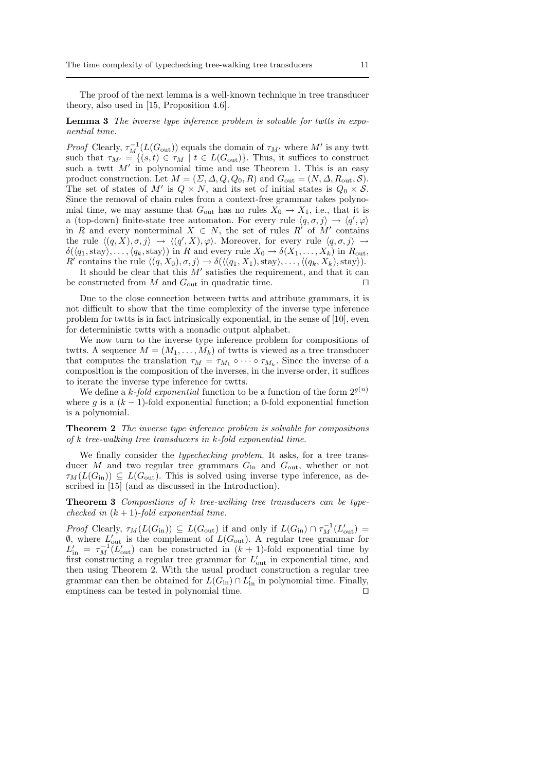The proof of the next lemma is a well-known technique in tree transducer theory, also used in [15, Proposition 4.6].

**Lemma 3** *The inverse type inference problem is solvable for twtts in exponential time.*

*Proof* Clearly, $\tau_M^{-1}(L(G_{\mathrm{out}}))$ equals the domain of $\tau_{M'}$ where $M'$ is any twtt such that $\tau_{M'} = \{(s,t) \in \tau_M \mid t \in L(G_{\mathrm{out}})\}$. Thus, it suffices to construct such a twtt $M'$ in polynomial time and use Theorem 1. This is an easy product construction. Let $M = (\Sigma, \Delta, Q, Q_0, R)$ and $G_{\mathrm{out}} = (N, \Delta, R_{\mathrm{out}}, \mathcal{S})$. The set of states of $M'$ is $Q \times N$, and its set of initial states is $Q_0 \times \mathcal{S}$. Since the removal of chain rules from a context-free grammar takes polynomial time, we may assume that $G_{\mathrm{out}}$ has no rules $X_0 \to X_1$, i.e., that it is a (top-down) finite-state tree automaton. For every rule $\langle q, \sigma, j\rangle \to \langle q', \varphi\rangle$ in $R$ and every nonterminal $X \in N$, the set of rules $R'$ of $M'$ contains the rule $\langle (q, X), \sigma, j\rangle \to \langle (q', X), \varphi\rangle$. Moreover, for every rule $\langle q, \sigma, j\rangle \to \delta(\langle q_1, \mathrm{stay}\rangle, \ldots, \langle q_k, \mathrm{stay}\rangle)$ in $R$ and every rule $X_0 \to \delta(X_1, \ldots, X_k)$ in $R_{\mathrm{out}}$, $R'$ contains the rule $\langle (q, X_0), \sigma, j\rangle \to \delta(\langle (q_1, X_1), \mathrm{stay}\rangle, \ldots, \langle (q_k, X_k), \mathrm{stay}\rangle)$.

It should be clear that this $M'$ satisfies the requirement, and that it can be constructed from $M$ and $G_{\mathrm{out}}$ in quadratic time. ⊓⊔

Due to the close connection between twtts and attribute grammars, it is not difficult to show that the time complexity of the inverse type inference problem for twtts is in fact intrinsically exponential, in the sense of [10], even for deterministic twtts with a monadic output alphabet.

We now turn to the inverse type inference problem for compositions of twtts. A sequence $M = (M_1, \ldots, M_k)$ of twtts is viewed as a tree transducer that computes the translation $\tau_M = \tau_{M_1} \circ \cdots \circ \tau_{M_k}$. Since the inverse of a composition is the composition of the inverses, in the inverse order, it suffices to iterate the inverse type inference for twtts.

We define a *k-fold exponential* function to be a function of the form $2^{g(n)}$ where $g$ is a $(k-1)$-fold exponential function; a 0-fold exponential function is a polynomial.

**Theorem 2** *The inverse type inference problem is solvable for compositions of k tree-walking tree transducers in k-fold exponential time.*

We finally consider the *typechecking problem*. It asks, for a tree transducer $M$ and two regular tree grammars $G_{\mathrm{in}}$ and $G_{\mathrm{out}}$, whether or not $\tau_M(L(G_{\mathrm{in}})) \subseteq L(G_{\mathrm{out}})$. This is solved using inverse type inference, as described in [15] (and as discussed in the Introduction).

**Theorem 3** *Compositions of k tree-walking tree transducers can be typechecked in $(k+1)$-fold exponential time.*

*Proof* Clearly, $\tau_M(L(G_{\mathrm{in}})) \subseteq L(G_{\mathrm{out}})$ if and only if $L(G_{\mathrm{in}}) \cap \tau_M^{-1}(L'_{\mathrm{out}}) = \emptyset$, where $L'_{\mathrm{out}}$ is the complement of $L(G_{\mathrm{out}})$. A regular tree grammar for $L'_{\mathrm{in}} = \tau_M^{-1}(L'_{\mathrm{out}})$ can be constructed in $(k+1)$-fold exponential time by first constructing a regular tree grammar for $L'_{\mathrm{out}}$ in exponential time, and then using Theorem 2. With the usual product construction a regular tree grammar can then be obtained for $L(G_{\mathrm{in}}) \cap L'_{\mathrm{in}}$ in polynomial time. Finally, emptiness can be tested in polynomial time. ⊓⊔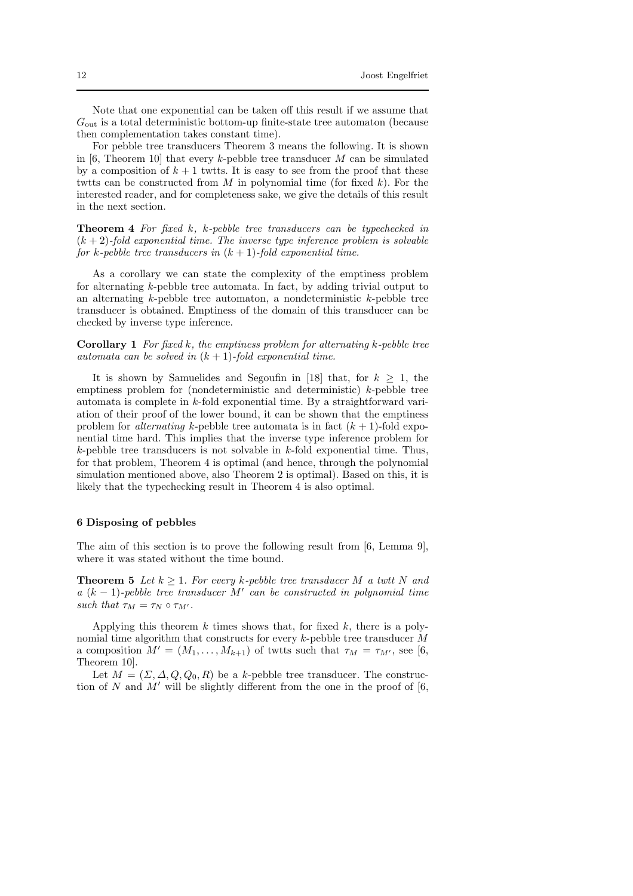Note that one exponential can be taken off this result if we assume that $G_{\rm out}$ is a total deterministic bottom-up finite-state tree automaton (because then complementation takes constant time).

For pebble tree transducers Theorem 3 means the following. It is shown in [6, Theorem 10] that every $k$-pebble tree transducer $M$ can be simulated by a composition of $k+1$ twtts. It is easy to see from the proof that these twtts can be constructed from $M$ in polynomial time (for fixed $k$). For the interested reader, and for completeness sake, we give the details of this result in the next section.

**Theorem 4** *For fixed $k$, $k$-pebble tree transducers can be typechecked in $(k+2)$-fold exponential time. The inverse type inference problem is solvable for $k$-pebble tree transducers in $(k+1)$-fold exponential time.*

As a corollary we can state the complexity of the emptiness problem for alternating $k$-pebble tree automata. In fact, by adding trivial output to an alternating $k$-pebble tree automaton, a nondeterministic $k$-pebble tree transducer is obtained. Emptiness of the domain of this transducer can be checked by inverse type inference.

**Corollary 1** *For fixed $k$, the emptiness problem for alternating $k$-pebble tree automata can be solved in $(k+1)$-fold exponential time.*

It is shown by Samuelides and Segoufin in [18] that, for $k \geq 1$, the emptiness problem for (nondeterministic and deterministic) $k$-pebble tree automata is complete in $k$-fold exponential time. By a straightforward variation of their proof of the lower bound, it can be shown that the emptiness problem for *alternating* $k$-pebble tree automata is in fact $(k+1)$-fold exponential time hard. This implies that the inverse type inference problem for $k$-pebble tree transducers is not solvable in $k$-fold exponential time. Thus, for that problem, Theorem 4 is optimal (and hence, through the polynomial simulation mentioned above, also Theorem 2 is optimal). Based on this, it is likely that the typechecking result in Theorem 4 is also optimal.

## 6 Disposing of pebbles

The aim of this section is to prove the following result from [6, Lemma 9], where it was stated without the time bound.

**Theorem 5** *Let $k \geq 1$. For every $k$-pebble tree transducer $M$ a twtt $N$ and a $(k-1)$-pebble tree transducer $M'$ can be constructed in polynomial time such that $\tau_M = \tau_N \circ \tau_{M'}$.*

Applying this theorem $k$ times shows that, for fixed $k$, there is a polynomial time algorithm that constructs for every $k$-pebble tree transducer $M$ a composition $M' = (M_1, \ldots, M_{k+1})$ of twtts such that $\tau_M = \tau_{M'}$, see [6, Theorem 10].

Let $M = (\Sigma, \Delta, Q, Q_0, R)$ be a $k$-pebble tree transducer. The construction of $N$ and $M'$ will be slightly different from the one in the proof of [6,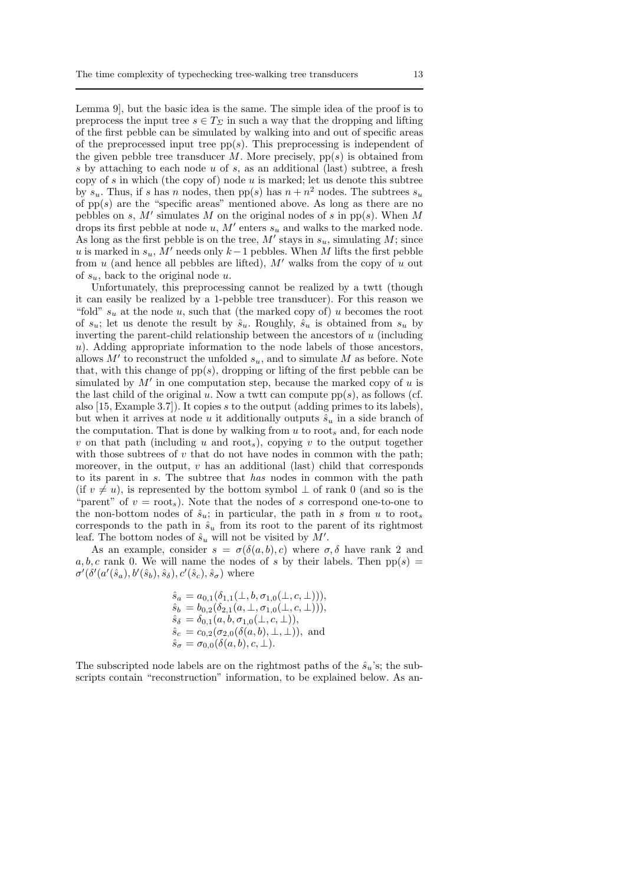Lemma 9], but the basic idea is the same. The simple idea of the proof is to preprocess the input tree $s \in T_\Sigma$ in such a way that the dropping and lifting of the first pebble can be simulated by walking into and out of specific areas of the preprocessed input tree $\mathrm{pp}(s)$. This preprocessing is independent of the given pebble tree transducer $M$. More precisely, $\mathrm{pp}(s)$ is obtained from $s$ by attaching to each node $u$ of $s$, as an additional (last) subtree, a fresh copy of $s$ in which (the copy of) node $u$ is marked; let us denote this subtree by $s_u$. Thus, if $s$ has $n$ nodes, then $\mathrm{pp}(s)$ has $n + n^2$ nodes. The subtrees $s_u$ of $\mathrm{pp}(s)$ are the "specific areas" mentioned above. As long as there are no pebbles on $s$, $M'$ simulates $M$ on the original nodes of $s$ in $\mathrm{pp}(s)$. When $M$ drops its first pebble at node $u$, $M'$ enters $s_u$ and walks to the marked node. As long as the first pebble is on the tree, $M'$ stays in $s_u$, simulating $M$; since $u$ is marked in $s_u$, $M'$ needs only $k-1$ pebbles. When $M$ lifts the first pebble from $u$ (and hence all pebbles are lifted), $M'$ walks from the copy of $u$ out of $s_u$, back to the original node $u$.

Unfortunately, this preprocessing cannot be realized by a twtt (though it can easily be realized by a 1-pebble tree transducer). For this reason we "fold" $s_u$ at the node $u$, such that (the marked copy of) $u$ becomes the root of $s_u$; let us denote the result by $\hat{s}_u$. Roughly, $\hat{s}_u$ is obtained from $s_u$ by inverting the parent-child relationship between the ancestors of $u$ (including $u$). Adding appropriate information to the node labels of those ancestors, allows $M'$ to reconstruct the unfolded $s_u$, and to simulate $M$ as before. Note that, with this change of $\mathrm{pp}(s)$, dropping or lifting of the first pebble can be simulated by $M'$ in one computation step, because the marked copy of $u$ is the last child of the original $u$. Now a twtt can compute $\mathrm{pp}(s)$, as follows (cf. also [15, Example 3.7]). It copies $s$ to the output (adding primes to its labels), but when it arrives at node $u$ it additionally outputs $\hat{s}_u$ in a side branch of the computation. That is done by walking from $u$ to $\mathrm{root}_s$ and, for each node $v$ on that path (including $u$ and $\mathrm{root}_s$), copying $v$ to the output together with those subtrees of $v$ that do not have nodes in common with the path; moreover, in the output, $v$ has an additional (last) child that corresponds to its parent in $s$. The subtree that *has* nodes in common with the path (if $v \neq u$), is represented by the bottom symbol $\perp$ of rank 0 (and so is the "parent" of $v = \mathrm{root}_s$). Note that the nodes of $s$ correspond one-to-one to the non-bottom nodes of $\hat{s}_u$; in particular, the path in $s$ from $u$ to $\mathrm{root}_s$ corresponds to the path in $\hat{s}_u$ from its root to the parent of its rightmost leaf. The bottom nodes of $\hat{s}_u$ will not be visited by $M'$.

As an example, consider $s = \sigma(\delta(a, b), c)$ where $\sigma, \delta$ have rank 2 and $a, b, c$ rank 0. We will name the nodes of $s$ by their labels. Then $\mathrm{pp}(s) = \sigma'(\delta'(a'(\hat{s}_a), b'(\hat{s}_b), \hat{s}_\delta), c'(\hat{s}_c), \hat{s}_\sigma)$ where

$$
\begin{aligned}
\hat{s}_a &= a_{0,1}(\delta_{1,1}(\perp, b, \sigma_{1,0}(\perp, c, \perp))),\\
\hat{s}_b &= b_{0,2}(\delta_{2,1}(a, \perp, \sigma_{1,0}(\perp, c, \perp))),\\
\hat{s}_\delta &= \delta_{0,1}(a, b, \sigma_{1,0}(\perp, c, \perp)),\\
\hat{s}_c &= c_{0,2}(\sigma_{2,0}(\delta(a, b), \perp, \perp)), \text{ and}\\
\hat{s}_\sigma &= \sigma_{0,0}(\delta(a, b), c, \perp).
\end{aligned}
$$

The subscripted node labels are on the rightmost paths of the $\hat{s}_u$'s; the subscripts contain "reconstruction" information, to be explained below. As an-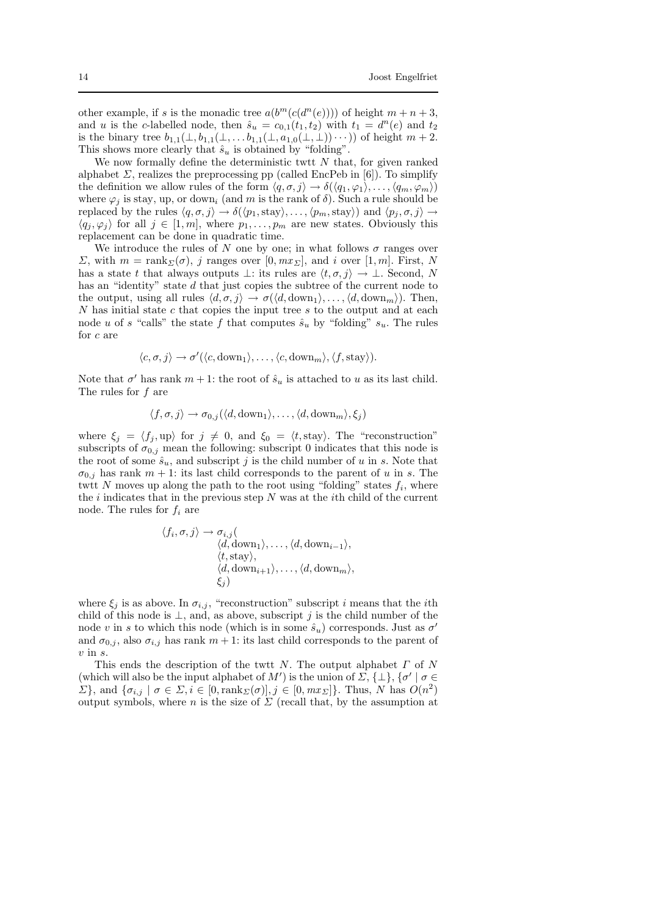other example, if $s$ is the monadic tree $a(b^m(c(d^n(e))))$ of height $m+n+3$, and $u$ is the $c$-labelled node, then $\hat{s}_u = c_{0,1}(t_1, t_2)$ with $t_1 = d^n(e)$ and $t_2$ is the binary tree $b_{1,1}(\perp, b_{1,1}(\perp, \ldots b_{1,1}(\perp, a_{1,0}(\perp, \perp)) \cdots))$ of height $m+2$. This shows more clearly that $\hat{s}_u$ is obtained by "folding".

We now formally define the deterministic twtt $N$ that, for given ranked alphabet $\Sigma$, realizes the preprocessing pp (called EncPeb in [6]). To simplify the definition we allow rules of the form $\langle q, \sigma, j \rangle \to \delta(\langle q_1, \varphi_1 \rangle, \ldots, \langle q_m, \varphi_m \rangle)$ where $\varphi_j$ is stay, up, or down$_i$ (and $m$ is the rank of $\delta$). Such a rule should be replaced by the rules $\langle q, \sigma, j \rangle \to \delta(\langle p_1, \text{stay} \rangle, \ldots, \langle p_m, \text{stay} \rangle)$ and $\langle p_j, \sigma, j \rangle \to \langle q_j, \varphi_j \rangle$ for all $j \in [1, m]$, where $p_1, \ldots, p_m$ are new states. Obviously this replacement can be done in quadratic time.

We introduce the rules of $N$ one by one; in what follows $\sigma$ ranges over $\Sigma$, with $m = \text{rank}_\Sigma(\sigma)$, $j$ ranges over $[0, mx_\Sigma]$, and $i$ over $[1, m]$. First, $N$ has a state $t$ that always outputs $\perp$: its rules are $\langle t, \sigma, j \rangle \to \perp$. Second, $N$ has an "identity" state $d$ that just copies the subtree of the current node to the output, using all rules $\langle d, \sigma, j \rangle \to \sigma(\langle d, \text{down}_1 \rangle, \ldots, \langle d, \text{down}_m \rangle)$. Then, $N$ has initial state $c$ that copies the input tree $s$ to the output and at each node $u$ of $s$ "calls" the state $f$ that computes $\hat{s}_u$ by "folding" $s_u$. The rules for $c$ are

$$\langle c, \sigma, j \rangle \to \sigma'(\langle c, \text{down}_1 \rangle, \ldots, \langle c, \text{down}_m \rangle, \langle f, \text{stay} \rangle).$$

Note that $\sigma'$ has rank $m+1$: the root of $\hat{s}_u$ is attached to $u$ as its last child. The rules for $f$ are

$$\langle f, \sigma, j \rangle \to \sigma_{0,j}(\langle d, \text{down}_1 \rangle, \ldots, \langle d, \text{down}_m \rangle, \xi_j)$$

where $\xi_j = \langle f_j, \text{up} \rangle$ for $j \neq 0$, and $\xi_0 = \langle t, \text{stay} \rangle$. The "reconstruction" subscripts of $\sigma_{0,j}$ mean the following: subscript 0 indicates that this node is the root of some $\hat{s}_u$, and subscript $j$ is the child number of $u$ in $s$. Note that $\sigma_{0,j}$ has rank $m+1$: its last child corresponds to the parent of $u$ in $s$. The twtt $N$ moves up along the path to the root using "folding" states $f_i$, where the $i$ indicates that in the previous step $N$ was at the $i$th child of the current node. The rules for $f_i$ are

$$\begin{aligned}\langle f_i, \sigma, j \rangle \to \sigma_{i,j}(&\\ &\langle d, \text{down}_1 \rangle, \ldots, \langle d, \text{down}_{i-1} \rangle,\\ &\langle t, \text{stay} \rangle,\\ &\langle d, \text{down}_{i+1} \rangle, \ldots, \langle d, \text{down}_m \rangle,\\ &\xi_j)\end{aligned}$$

where $\xi_j$ is as above. In $\sigma_{i,j}$, "reconstruction" subscript $i$ means that the $i$th child of this node is $\perp$, and, as above, subscript $j$ is the child number of the node $v$ in $s$ to which this node (which is in some $\hat{s}_u$) corresponds. Just as $\sigma'$ and $\sigma_{0,j}$, also $\sigma_{i,j}$ has rank $m+1$: its last child corresponds to the parent of $v$ in $s$.

This ends the description of the twtt $N$. The output alphabet $\Gamma$ of $N$ (which will also be the input alphabet of $M'$) is the union of $\Sigma$, $\{\perp\}$, $\{\sigma' \mid \sigma \in \Sigma\}$, and $\{\sigma_{i,j} \mid \sigma \in \Sigma, i \in [0, \text{rank}_\Sigma(\sigma)], j \in [0, mx_\Sigma]\}$. Thus, $N$ has $O(n^2)$ output symbols, where $n$ is the size of $\Sigma$ (recall that, by the assumption at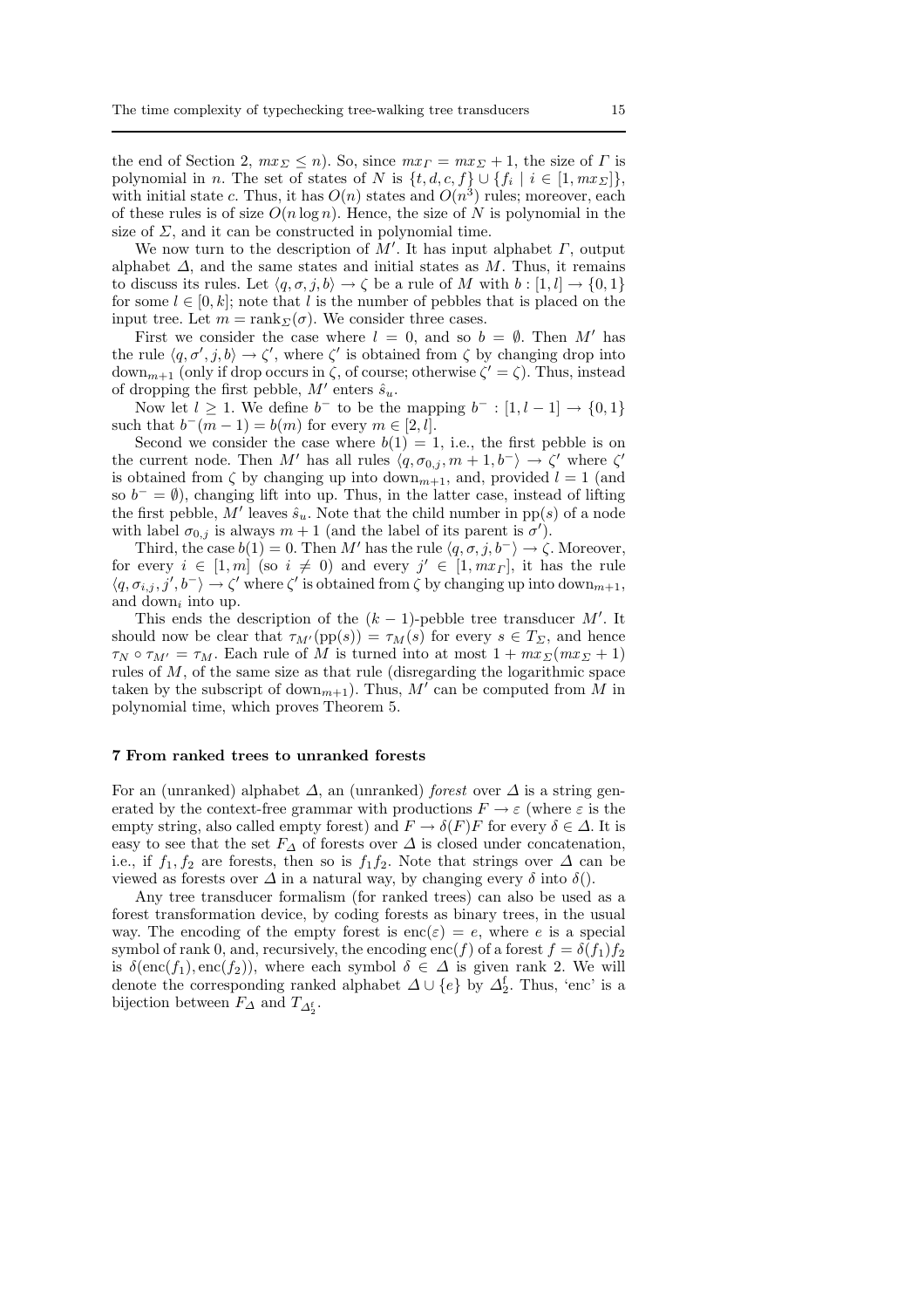the end of Section 2, $mx_\Sigma \leq n$). So, since $mx_\Gamma = mx_\Sigma + 1$, the size of $\Gamma$ is polynomial in $n$. The set of states of $N$ is $\{t, d, c, f\} \cup \{f_i \mid i \in [1, mx_\Sigma]\}$, with initial state $c$. Thus, it has $O(n)$ states and $O(n^3)$ rules; moreover, each of these rules is of size $O(n \log n)$. Hence, the size of $N$ is polynomial in the size of $\Sigma$, and it can be constructed in polynomial time.

We now turn to the description of $M'$. It has input alphabet $\Gamma$, output alphabet $\Delta$, and the same states and initial states as $M$. Thus, it remains to discuss its rules. Let $\langle q, \sigma, j, b\rangle \to \zeta$ be a rule of $M$ with $b : [1, l] \to \{0, 1\}$ for some $l \in [0, k]$; note that $l$ is the number of pebbles that is placed on the input tree. Let $m = \text{rank}_\Sigma(\sigma)$. We consider three cases.

First we consider the case where $l = 0$, and so $b = \emptyset$. Then $M'$ has the rule $\langle q, \sigma', j, b\rangle \to \zeta'$, where $\zeta'$ is obtained from $\zeta$ by changing drop into $\text{down}_{m+1}$ (only if drop occurs in $\zeta$, of course; otherwise $\zeta' = \zeta$). Thus, instead of dropping the first pebble, $M'$ enters $\hat{s}_u$.

Now let $l \geq 1$. We define $b^-$ to be the mapping $b^- : [1, l-1] \to \{0, 1\}$ such that $b^-(m-1) = b(m)$ for every $m \in [2, l]$.

Second we consider the case where $b(1) = 1$, i.e., the first pebble is on the current node. Then $M'$ has all rules $\langle q, \sigma_{0,j}, m+1, b^-\rangle \to \zeta'$ where $\zeta'$ is obtained from $\zeta$ by changing up into $\text{down}_{m+1}$, and, provided $l = 1$ (and so $b^- = \emptyset$), changing lift into up. Thus, in the latter case, instead of lifting the first pebble, $M'$ leaves $\hat{s}_u$. Note that the child number in $\text{pp}(s)$ of a node with label $\sigma_{0,j}$ is always $m+1$ (and the label of its parent is $\sigma'$).

Third, the case $b(1) = 0$. Then $M'$ has the rule $\langle q, \sigma, j, b^-\rangle \to \zeta$. Moreover, for every $i \in [1, m]$ (so $i \neq 0$) and every $j' \in [1, mx_\Gamma]$, it has the rule $\langle q, \sigma_{i,j}, j', b^-\rangle \to \zeta'$ where $\zeta'$ is obtained from $\zeta$ by changing up into $\text{down}_{m+1}$, and $\text{down}_i$ into up.

This ends the description of the $(k-1)$-pebble tree transducer $M'$. It should now be clear that $\tau_{M'}(\text{pp}(s)) = \tau_M(s)$ for every $s \in T_\Sigma$, and hence $\tau_N \circ \tau_{M'} = \tau_M$. Each rule of $M$ is turned into at most $1 + mx_\Sigma(mx_\Sigma + 1)$ rules of $M$, of the same size as that rule (disregarding the logarithmic space taken by the subscript of $\text{down}_{m+1}$). Thus, $M'$ can be computed from $M$ in polynomial time, which proves Theorem 5.

## 7 From ranked trees to unranked forests

For an (unranked) alphabet $\Delta$, an (unranked) *forest* over $\Delta$ is a string generated by the context-free grammar with productions $F \to \varepsilon$ (where $\varepsilon$ is the empty string, also called empty forest) and $F \to \delta(F)F$ for every $\delta \in \Delta$. It is easy to see that the set $F_\Delta$ of forests over $\Delta$ is closed under concatenation, i.e., if $f_1, f_2$ are forests, then so is $f_1 f_2$. Note that strings over $\Delta$ can be viewed as forests over $\Delta$ in a natural way, by changing every $\delta$ into $\delta()$.

Any tree transducer formalism (for ranked trees) can also be used as a forest transformation device, by coding forests as binary trees, in the usual way. The encoding of the empty forest is $\text{enc}(\varepsilon) = e$, where $e$ is a special symbol of rank 0, and, recursively, the encoding $\text{enc}(f)$ of a forest $f = \delta(f_1)f_2$ is $\delta(\text{enc}(f_1), \text{enc}(f_2))$, where each symbol $\delta \in \Delta$ is given rank 2. We will denote the corresponding ranked alphabet $\Delta \cup \{e\}$ by $\Delta_2^{\text{f}}$. Thus, 'enc' is a bijection between $F_\Delta$ and $T_{\Delta_2^{\text{f}}}$.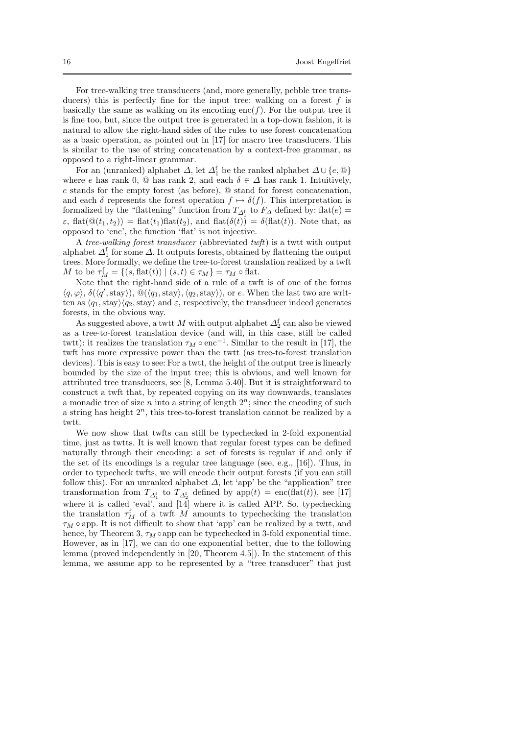For tree-walking tree transducers (and, more generally, pebble tree transducers) this is perfectly fine for the input tree: walking on a forest $f$ is basically the same as walking on its encoding $\mathrm{enc}(f)$. For the output tree it is fine too, but, since the output tree is generated in a top-down fashion, it is natural to allow the right-hand sides of the rules to use forest concatenation as a basic operation, as pointed out in [17] for macro tree transducers. This is similar to the use of string concatenation by a context-free grammar, as opposed to a right-linear grammar.

For an (unranked) alphabet $\Delta$, let $\Delta_1^{\mathrm{f}}$ be the ranked alphabet $\Delta \cup \{e, @\}$ where $e$ has rank 0, @ has rank 2, and each $\delta \in \Delta$ has rank 1. Intuitively, $e$ stands for the empty forest (as before), @ stand for forest concatenation, and each $\delta$ represents the forest operation $f \mapsto \delta(f)$. This interpretation is formalized by the "flattening" function from $T_{\Delta_1^{\mathrm{f}}}$ to $F_\Delta$ defined by: $\mathrm{flat}(e) = \varepsilon$, $\mathrm{flat}(@(t_1, t_2)) = \mathrm{flat}(t_1)\mathrm{flat}(t_2)$, and $\mathrm{flat}(\delta(t)) = \delta(\mathrm{flat}(t))$. Note that, as opposed to 'enc', the function 'flat' is not injective.

A *tree-walking forest transducer* (abbreviated *twft*) is a twtt with output alphabet $\Delta_1^{\mathrm{f}}$ for some $\Delta$. It outputs forests, obtained by flattening the output trees. More formally, we define the tree-to-forest translation realized by a twft $M$ to be $\tau_M^{\mathrm{f}} = \{(s, \mathrm{flat}(t)) \mid (s,t) \in \tau_M\} = \tau_M \circ \mathrm{flat}$.

Note that the right-hand side of a rule of a twft is of one of the forms $\langle q, \varphi \rangle$, $\delta(\langle q', \mathrm{stay}\rangle)$, $@(\langle q_1, \mathrm{stay}\rangle, \langle q_2, \mathrm{stay}\rangle)$, or $e$. When the last two are written as $\langle q_1, \mathrm{stay}\rangle\langle q_2, \mathrm{stay}\rangle$ and $\varepsilon$, respectively, the transducer indeed generates forests, in the obvious way.

As suggested above, a twtt $M$ with output alphabet $\Delta_2^{\mathrm{f}}$ can also be viewed as a tree-to-forest translation device (and will, in this case, still be called twtt): it realizes the translation $\tau_M \circ \mathrm{enc}^{-1}$. Similar to the result in [17], the twft has more expressive power than the twtt (as tree-to-forest translation devices). This is easy to see: For a twtt, the height of the output tree is linearly bounded by the size of the input tree; this is obvious, and well known for attributed tree transducers, see [8, Lemma 5.40]. But it is straightforward to construct a twft that, by repeated copying on its way downwards, translates a monadic tree of size $n$ into a string of length $2^n$; since the encoding of such a string has height $2^n$, this tree-to-forest translation cannot be realized by a twtt.

We now show that twfts can still be typechecked in 2-fold exponential time, just as twtts. It is well known that regular forest types can be defined naturally through their encoding: a set of forests is regular if and only if the set of its encodings is a regular tree language (see, e.g., [16]). Thus, in order to typecheck twfts, we will encode their output forests (if you can still follow this). For an unranked alphabet $\Delta$, let 'app' be the "application" tree transformation from $T_{\Delta_1^{\mathrm{f}}}$ to $T_{\Delta_2^{\mathrm{f}}}$ defined by $\mathrm{app}(t) = \mathrm{enc}(\mathrm{flat}(t))$, see [17] where it is called 'eval', and [14] where it is called APP. So, typechecking the translation $\tau_M^{\mathrm{f}}$ of a twft $M$ amounts to typechecking the translation $\tau_M \circ \mathrm{app}$. It is not difficult to show that 'app' can be realized by a twtt, and hence, by Theorem 3, $\tau_M \circ \mathrm{app}$ can be typechecked in 3-fold exponential time. However, as in [17], we can do one exponential better, due to the following lemma (proved independently in [20, Theorem 4.5]). In the statement of this lemma, we assume app to be represented by a "tree transducer" that just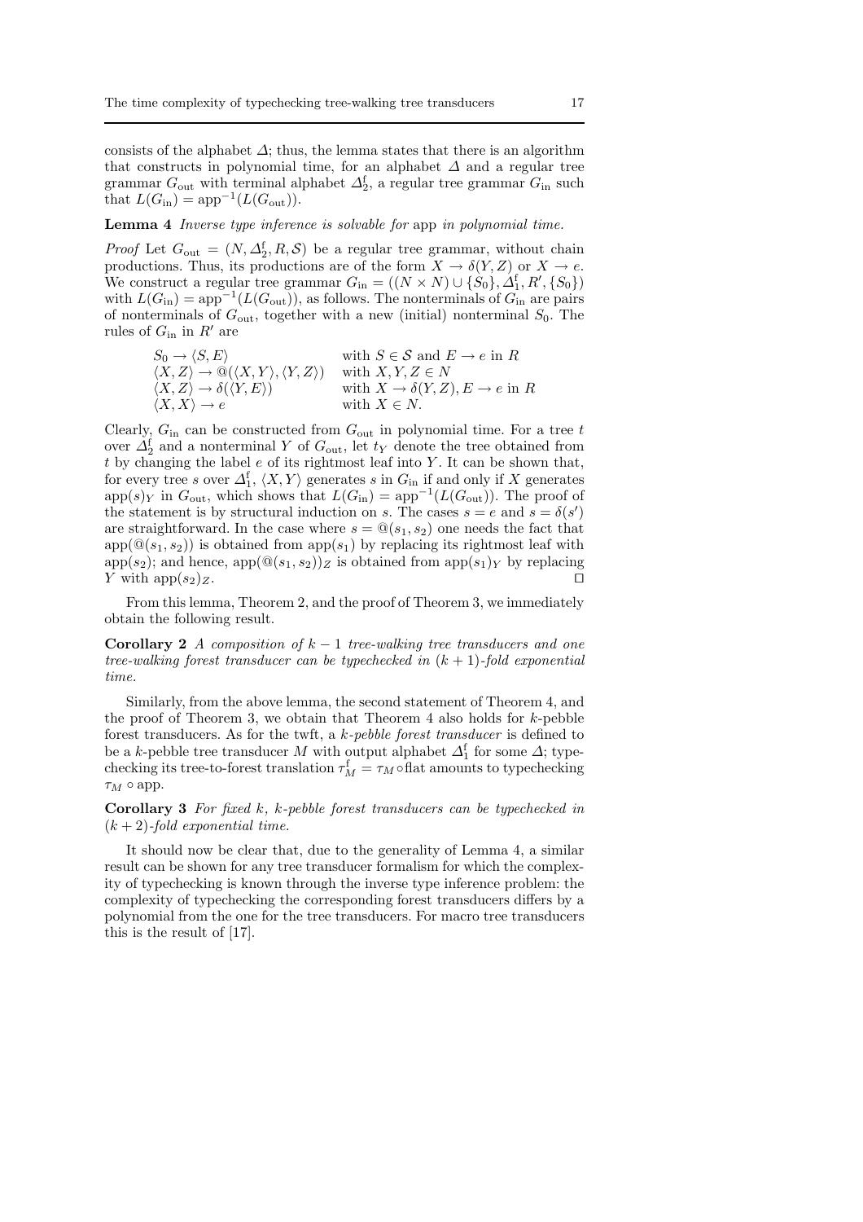consists of the alphabet $\Delta$; thus, the lemma states that there is an algorithm that constructs in polynomial time, for an alphabet $\Delta$ and a regular tree grammar $G_{\rm out}$ with terminal alphabet $\Delta_2^{\rm f}$, a regular tree grammar $G_{\rm in}$ such that $L(G_{\rm in}) = {\rm app}^{-1}(L(G_{\rm out}))$.

**Lemma 4** *Inverse type inference is solvable for* app *in polynomial time.*

*Proof* Let $G_{\rm out} = (N, \Delta_2^{\rm f}, R, \mathcal{S})$ be a regular tree grammar, without chain productions. Thus, its productions are of the form $X \to \delta(Y, Z)$ or $X \to e$. We construct a regular tree grammar $G_{\rm in} = ((N \times N) \cup \{S_0\}, \Delta_1^{\rm f}, R', \{S_0\})$ with $L(G_{\rm in}) = {\rm app}^{-1}(L(G_{\rm out}))$, as follows. The nonterminals of $G_{\rm in}$ are pairs of nonterminals of $G_{\rm out}$, together with a new (initial) nonterminal $S_0$. The rules of $G_{\rm in}$ in $R'$ are

$$
\begin{array}{ll}
S_0 \to \langle S, E \rangle & \text{with } S \in \mathcal{S} \text{ and } E \to e \text{ in } R \\
\langle X, Z \rangle \to @(\langle X, Y \rangle, \langle Y, Z \rangle) & \text{with } X, Y, Z \in N \\
\langle X, Z \rangle \to \delta(\langle Y, E \rangle) & \text{with } X \to \delta(Y, Z), E \to e \text{ in } R \\
\langle X, X \rangle \to e & \text{with } X \in N.
\end{array}
$$

Clearly, $G_{\rm in}$ can be constructed from $G_{\rm out}$ in polynomial time. For a tree $t$ over $\Delta_2^{\rm f}$ and a nonterminal $Y$ of $G_{\rm out}$, let $t_Y$ denote the tree obtained from $t$ by changing the label $e$ of its rightmost leaf into $Y$. It can be shown that, for every tree $s$ over $\Delta_1^{\rm f}$, $\langle X, Y \rangle$ generates $s$ in $G_{\rm in}$ if and only if $X$ generates ${\rm app}(s)_Y$ in $G_{\rm out}$, which shows that $L(G_{\rm in}) = {\rm app}^{-1}(L(G_{\rm out}))$. The proof of the statement is by structural induction on $s$. The cases $s = e$ and $s = \delta(s')$ are straightforward. In the case where $s = @(s_1, s_2)$ one needs the fact that ${\rm app}(@(s_1, s_2))$ is obtained from ${\rm app}(s_1)$ by replacing its rightmost leaf with ${\rm app}(s_2)$; and hence, ${\rm app}(@(s_1, s_2))_Z$ is obtained from ${\rm app}(s_1)_Y$ by replacing $Y$ with ${\rm app}(s_2)_Z$. ⊓⊔

From this lemma, Theorem 2, and the proof of Theorem 3, we immediately obtain the following result.

**Corollary 2** *A composition of $k-1$ tree-walking tree transducers and one tree-walking forest transducer can be typechecked in $(k+1)$-fold exponential time.*

Similarly, from the above lemma, the second statement of Theorem 4, and the proof of Theorem 3, we obtain that Theorem 4 also holds for $k$-pebble forest transducers. As for the twft, a *$k$-pebble forest transducer* is defined to be a $k$-pebble tree transducer $M$ with output alphabet $\Delta_1^{\rm f}$ for some $\Delta$; typechecking its tree-to-forest translation $\tau_M^{\rm f} = \tau_M \circ {\rm flat}$ amounts to typechecking $\tau_M \circ {\rm app}$.

**Corollary 3** *For fixed $k$, $k$-pebble forest transducers can be typechecked in $(k+2)$-fold exponential time.*

It should now be clear that, due to the generality of Lemma 4, a similar result can be shown for any tree transducer formalism for which the complexity of typechecking is known through the inverse type inference problem: the complexity of typechecking the corresponding forest transducers differs by a polynomial from the one for the tree transducers. For macro tree transducers this is the result of [17].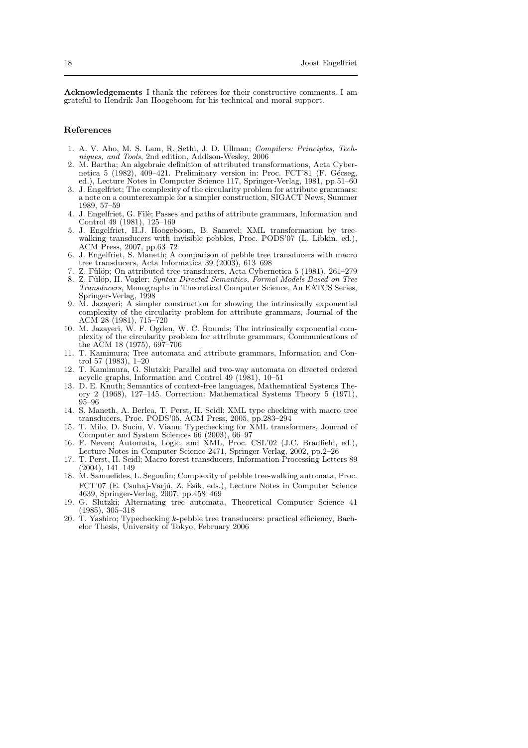**Acknowledgements** I thank the referees for their constructive comments. I am grateful to Hendrik Jan Hoogeboom for his technical and moral support.

## References

1. A. V. Aho, M. S. Lam, R. Sethi, J. D. Ullman; *Compilers: Principles, Techniques, and Tools*, 2nd edition, Addison-Wesley, 2006
2. M. Bartha; An algebraic definition of attributed transformations, Acta Cybernetica 5 (1982), 409–421. Preliminary version in: Proc. FCT'81 (F. Gécseg, ed.), Lecture Notes in Computer Science 117, Springer-Verlag, 1981, pp.51–60
3. J. Engelfriet; The complexity of the circularity problem for attribute grammars: a note on a counterexample for a simpler construction, SIGACT News, Summer 1989, 57–59
4. J. Engelfriet, G. Filè; Passes and paths of attribute grammars, Information and Control 49 (1981), 125–169
5. J. Engelfriet, H.J. Hoogeboom, B. Samwel; XML transformation by tree-walking transducers with invisible pebbles, Proc. PODS'07 (L. Libkin, ed.), ACM Press, 2007, pp.63–72
6. J. Engelfriet, S. Maneth; A comparison of pebble tree transducers with macro tree transducers, Acta Informatica 39 (2003), 613–698
7. Z. Fülöp; On attributed tree transducers, Acta Cybernetica 5 (1981), 261–279
8. Z. Fülöp, H. Vogler; *Syntax-Directed Semantics, Formal Models Based on Tree Transducers*, Monographs in Theoretical Computer Science, An EATCS Series, Springer-Verlag, 1998
9. M. Jazayeri; A simpler construction for showing the intrinsically exponential complexity of the circularity problem for attribute grammars, Journal of the ACM 28 (1981), 715–720
10. M. Jazayeri, W. F. Ogden, W. C. Rounds; The intrinsically exponential complexity of the circularity problem for attribute grammars, Communications of the ACM 18 (1975), 697–706
11. T. Kamimura; Tree automata and attribute grammars, Information and Control 57 (1983), 1–20
12. T. Kamimura, G. Slutzki; Parallel and two-way automata on directed ordered acyclic graphs, Information and Control 49 (1981), 10–51
13. D. E. Knuth; Semantics of context-free languages, Mathematical Systems Theory 2 (1968), 127–145. Correction: Mathematical Systems Theory 5 (1971), 95–96
14. S. Maneth, A. Berlea, T. Perst, H. Seidl; XML type checking with macro tree transducers, Proc. PODS'05, ACM Press, 2005, pp.283–294
15. T. Milo, D. Suciu, V. Vianu; Typechecking for XML transformers, Journal of Computer and System Sciences 66 (2003), 66–97
16. F. Neven; Automata, Logic, and XML, Proc. CSL'02 (J.C. Bradfield, ed.), Lecture Notes in Computer Science 2471, Springer-Verlag, 2002, pp.2–26
17. T. Perst, H. Seidl; Macro forest transducers, Information Processing Letters 89 (2004), 141–149
18. M. Samuelides, L. Segoufin; Complexity of pebble tree-walking automata, Proc. FCT'07 (E. Csuhaj-Varjú, Z. Ésik, eds.), Lecture Notes in Computer Science 4639, Springer-Verlag, 2007, pp.458–469
19. G. Slutzki; Alternating tree automata, Theoretical Computer Science 41 (1985), 305–318
20. T. Yashiro; Typechecking $k$-pebble tree transducers: practical efficiency, Bachelor Thesis, University of Tokyo, February 2006